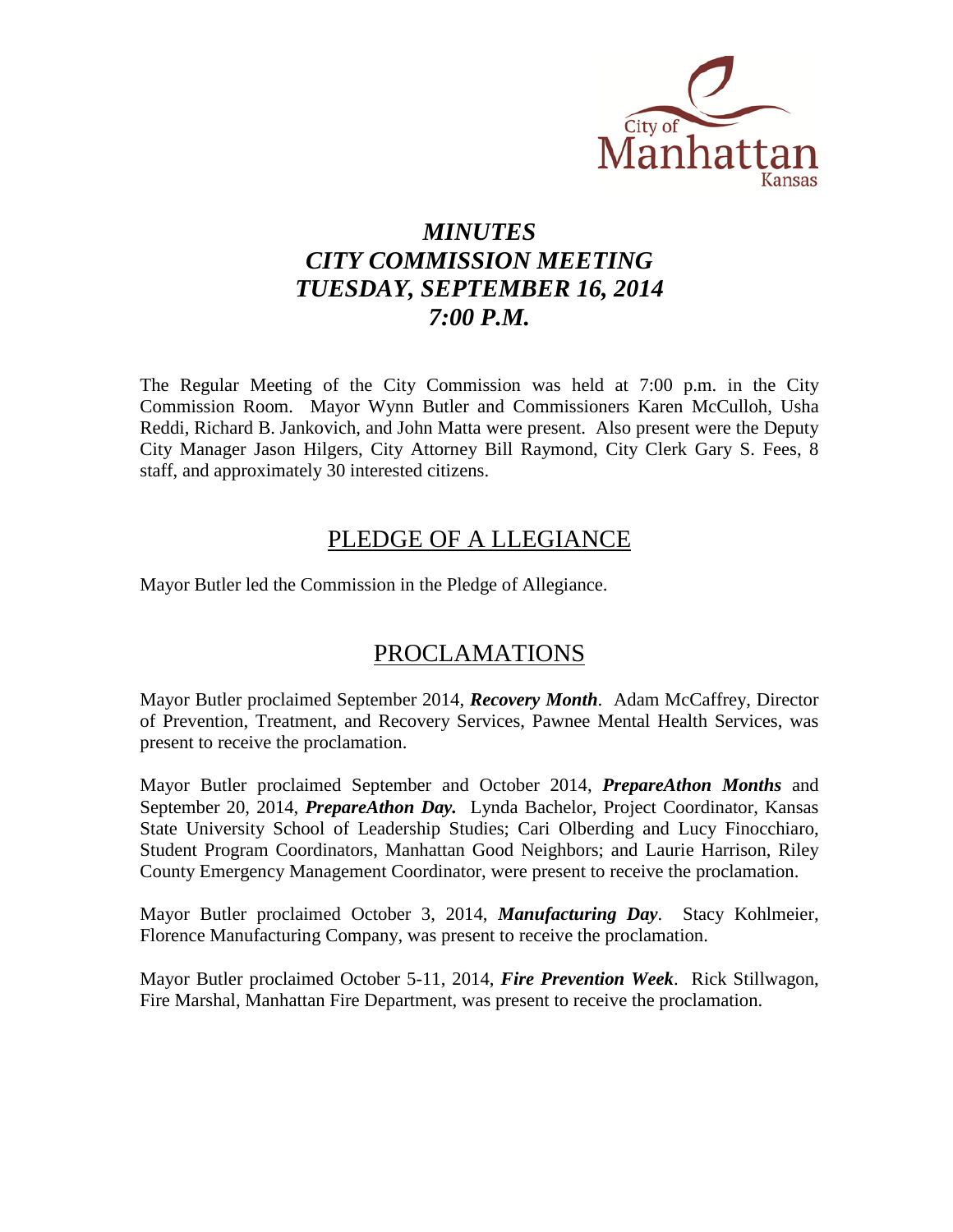# *MINUTES*
# *CITY COMMISSION MEETING*
# *TUESDAY, SEPTEMBER 16, 2014*
# *7:00 P.M.*

The Regular Meeting of the City Commission was held at 7:00 p.m. in the City Commission Room. Mayor Wynn Butler and Commissioners Karen McCulloh, Usha Reddi, Richard B. Jankovich, and John Matta were present. Also present were the Deputy City Manager Jason Hilgers, City Attorney Bill Raymond, City Clerk Gary S. Fees, 8 staff, and approximately 30 interested citizens.

## PLEDGE OF A LLEGIANCE

Mayor Butler led the Commission in the Pledge of Allegiance.

## PROCLAMATIONS

Mayor Butler proclaimed September 2014, ***Recovery Month***. Adam McCaffrey, Director of Prevention, Treatment, and Recovery Services, Pawnee Mental Health Services, was present to receive the proclamation.

Mayor Butler proclaimed September and October 2014, ***PrepareAthon Months*** and September 20, 2014, ***PrepareAthon Day.*** Lynda Bachelor, Project Coordinator, Kansas State University School of Leadership Studies; Cari Olberding and Lucy Finocchiaro, Student Program Coordinators, Manhattan Good Neighbors; and Laurie Harrison, Riley County Emergency Management Coordinator, were present to receive the proclamation.

Mayor Butler proclaimed October 3, 2014, ***Manufacturing Day***. Stacy Kohlmeier, Florence Manufacturing Company, was present to receive the proclamation.

Mayor Butler proclaimed October 5-11, 2014, ***Fire Prevention Week***. Rick Stillwagon, Fire Marshal, Manhattan Fire Department, was present to receive the proclamation.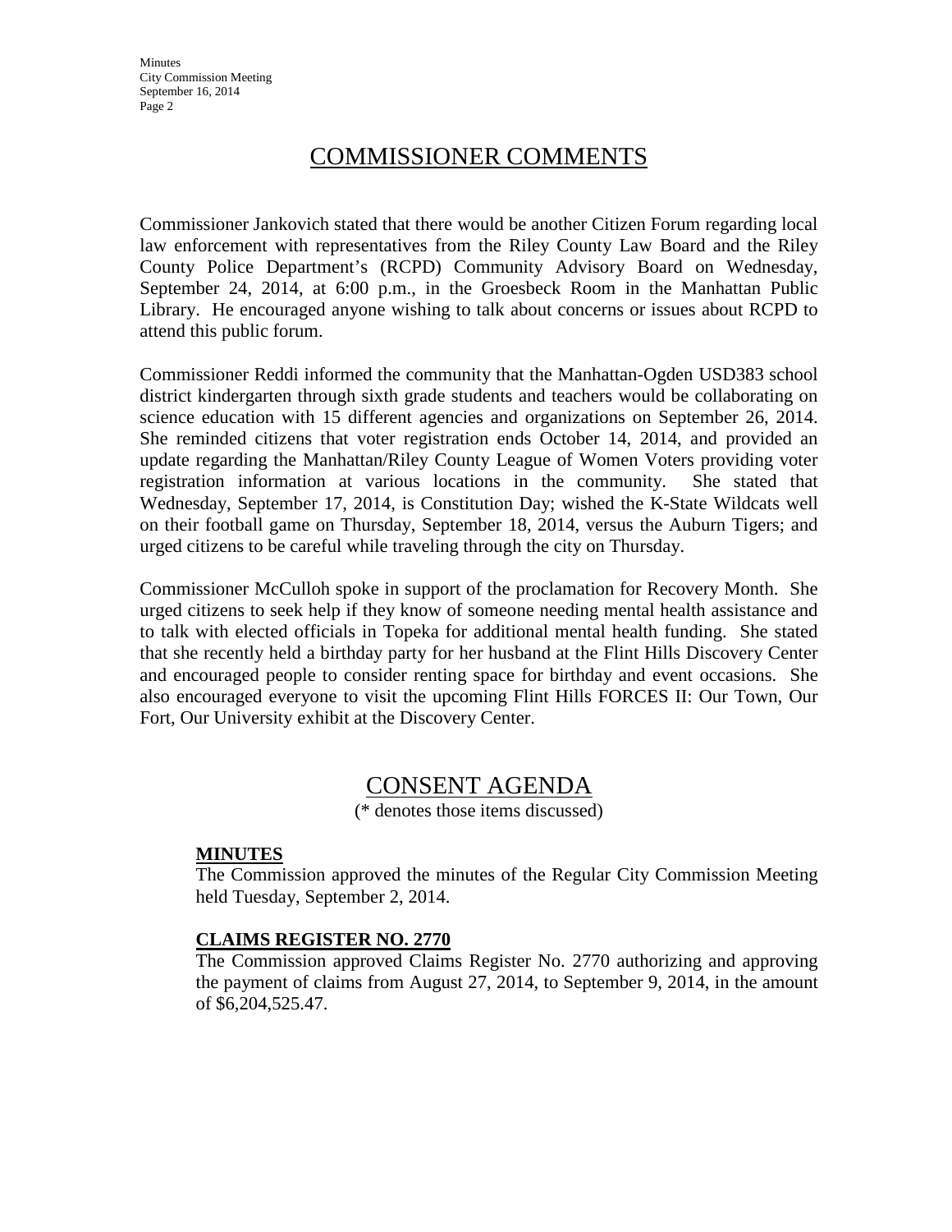## COMMISSIONER COMMENTS

Commissioner Jankovich stated that there would be another Citizen Forum regarding local law enforcement with representatives from the Riley County Law Board and the Riley County Police Department's (RCPD) Community Advisory Board on Wednesday, September 24, 2014, at 6:00 p.m., in the Groesbeck Room in the Manhattan Public Library. He encouraged anyone wishing to talk about concerns or issues about RCPD to attend this public forum.

Commissioner Reddi informed the community that the Manhattan-Ogden USD383 school district kindergarten through sixth grade students and teachers would be collaborating on science education with 15 different agencies and organizations on September 26, 2014. She reminded citizens that voter registration ends October 14, 2014, and provided an update regarding the Manhattan/Riley County League of Women Voters providing voter registration information at various locations in the community. She stated that Wednesday, September 17, 2014, is Constitution Day; wished the K-State Wildcats well on their football game on Thursday, September 18, 2014, versus the Auburn Tigers; and urged citizens to be careful while traveling through the city on Thursday.

Commissioner McCulloh spoke in support of the proclamation for Recovery Month. She urged citizens to seek help if they know of someone needing mental health assistance and to talk with elected officials in Topeka for additional mental health funding. She stated that she recently held a birthday party for her husband at the Flint Hills Discovery Center and encouraged people to consider renting space for birthday and event occasions. She also encouraged everyone to visit the upcoming Flint Hills FORCES II: Our Town, Our Fort, Our University exhibit at the Discovery Center.

## CONSENT AGENDA

(* denotes those items discussed)

**MINUTES**

The Commission approved the minutes of the Regular City Commission Meeting held Tuesday, September 2, 2014.

**CLAIMS REGISTER NO. 2770**

The Commission approved Claims Register No. 2770 authorizing and approving the payment of claims from August 27, 2014, to September 9, 2014, in the amount of $6,204,525.47.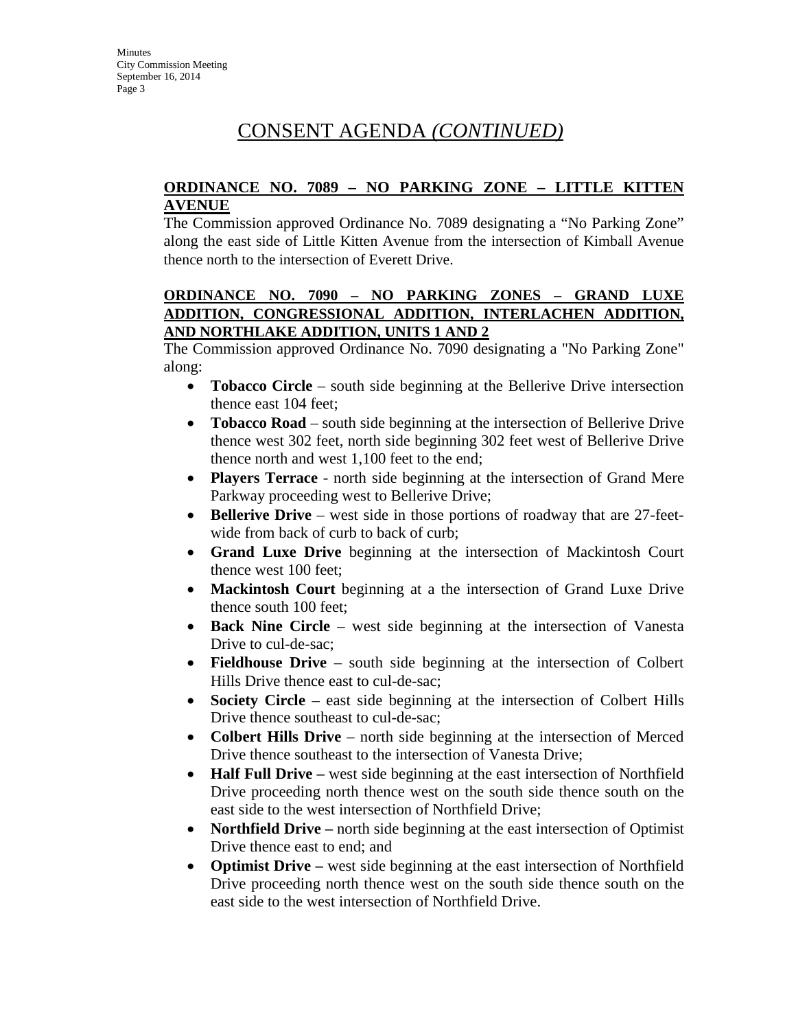# CONSENT AGENDA *(CONTINUED)*

**ORDINANCE NO. 7089 – NO PARKING ZONE – LITTLE KITTEN AVENUE**

The Commission approved Ordinance No. 7089 designating a "No Parking Zone" along the east side of Little Kitten Avenue from the intersection of Kimball Avenue thence north to the intersection of Everett Drive.

**ORDINANCE NO. 7090 – NO PARKING ZONES – GRAND LUXE ADDITION, CONGRESSIONAL ADDITION, INTERLACHEN ADDITION, AND NORTHLAKE ADDITION, UNITS 1 AND 2**

The Commission approved Ordinance No. 7090 designating a "No Parking Zone" along:

- **Tobacco Circle** – south side beginning at the Bellerive Drive intersection thence east 104 feet;
- **Tobacco Road** – south side beginning at the intersection of Bellerive Drive thence west 302 feet, north side beginning 302 feet west of Bellerive Drive thence north and west 1,100 feet to the end;
- **Players Terrace** - north side beginning at the intersection of Grand Mere Parkway proceeding west to Bellerive Drive;
- **Bellerive Drive** – west side in those portions of roadway that are 27-feet-wide from back of curb to back of curb;
- **Grand Luxe Drive** beginning at the intersection of Mackintosh Court thence west 100 feet;
- **Mackintosh Court** beginning at a the intersection of Grand Luxe Drive thence south 100 feet;
- **Back Nine Circle** – west side beginning at the intersection of Vanesta Drive to cul-de-sac;
- **Fieldhouse Drive** – south side beginning at the intersection of Colbert Hills Drive thence east to cul-de-sac;
- **Society Circle** – east side beginning at the intersection of Colbert Hills Drive thence southeast to cul-de-sac;
- **Colbert Hills Drive** – north side beginning at the intersection of Merced Drive thence southeast to the intersection of Vanesta Drive;
- **Half Full Drive –** west side beginning at the east intersection of Northfield Drive proceeding north thence west on the south side thence south on the east side to the west intersection of Northfield Drive;
- **Northfield Drive –** north side beginning at the east intersection of Optimist Drive thence east to end; and
- **Optimist Drive –** west side beginning at the east intersection of Northfield Drive proceeding north thence west on the south side thence south on the east side to the west intersection of Northfield Drive.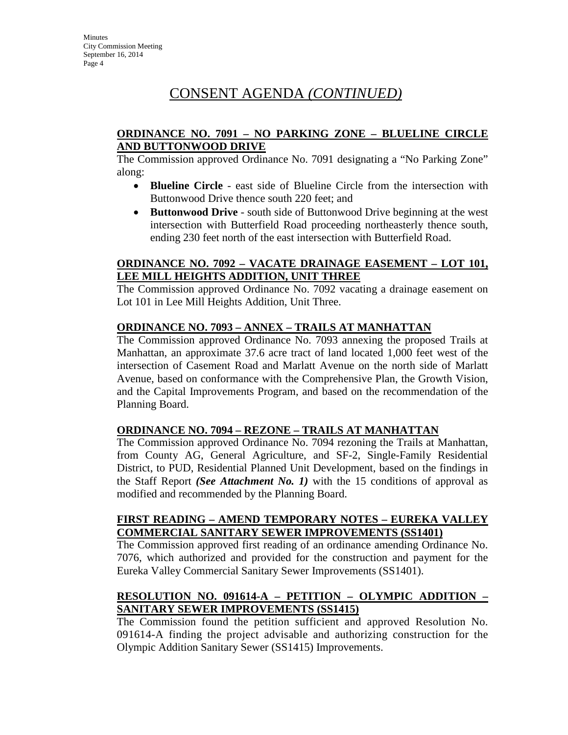# CONSENT AGENDA *(CONTINUED)*

**ORDINANCE NO. 7091 – NO PARKING ZONE – BLUELINE CIRCLE AND BUTTONWOOD DRIVE**

The Commission approved Ordinance No. 7091 designating a "No Parking Zone" along:

- **Blueline Circle** - east side of Blueline Circle from the intersection with Buttonwood Drive thence south 220 feet; and
- **Buttonwood Drive** - south side of Buttonwood Drive beginning at the west intersection with Butterfield Road proceeding northeasterly thence south, ending 230 feet north of the east intersection with Butterfield Road.

**ORDINANCE NO. 7092 – VACATE DRAINAGE EASEMENT – LOT 101, LEE MILL HEIGHTS ADDITION, UNIT THREE**

The Commission approved Ordinance No. 7092 vacating a drainage easement on Lot 101 in Lee Mill Heights Addition, Unit Three.

**ORDINANCE NO. 7093 – ANNEX – TRAILS AT MANHATTAN**

The Commission approved Ordinance No. 7093 annexing the proposed Trails at Manhattan, an approximate 37.6 acre tract of land located 1,000 feet west of the intersection of Casement Road and Marlatt Avenue on the north side of Marlatt Avenue, based on conformance with the Comprehensive Plan, the Growth Vision, and the Capital Improvements Program, and based on the recommendation of the Planning Board.

**ORDINANCE NO. 7094 – REZONE – TRAILS AT MANHATTAN**

The Commission approved Ordinance No. 7094 rezoning the Trails at Manhattan, from County AG, General Agriculture, and SF-2, Single-Family Residential District, to PUD, Residential Planned Unit Development, based on the findings in the Staff Report ***(See Attachment No. 1)*** with the 15 conditions of approval as modified and recommended by the Planning Board.

**FIRST READING – AMEND TEMPORARY NOTES – EUREKA VALLEY COMMERCIAL SANITARY SEWER IMPROVEMENTS (SS1401)**

The Commission approved first reading of an ordinance amending Ordinance No. 7076, which authorized and provided for the construction and payment for the Eureka Valley Commercial Sanitary Sewer Improvements (SS1401).

**RESOLUTION NO. 091614-A – PETITION – OLYMPIC ADDITION – SANITARY SEWER IMPROVEMENTS (SS1415)**

The Commission found the petition sufficient and approved Resolution No. 091614-A finding the project advisable and authorizing construction for the Olympic Addition Sanitary Sewer (SS1415) Improvements.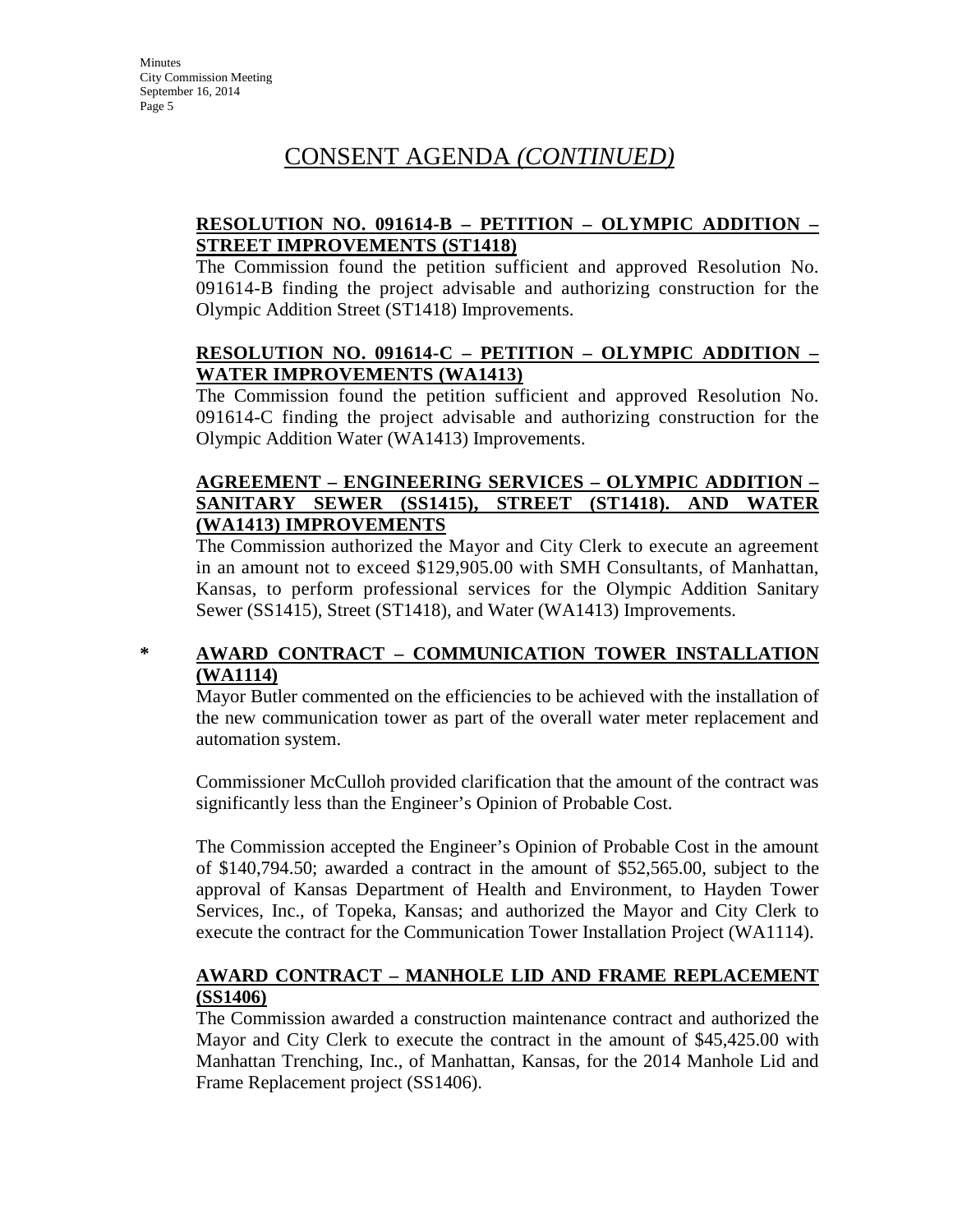# CONSENT AGENDA *(CONTINUED)*

**RESOLUTION NO. 091614-B – PETITION – OLYMPIC ADDITION – STREET IMPROVEMENTS (ST1418)**

The Commission found the petition sufficient and approved Resolution No. 091614-B finding the project advisable and authorizing construction for the Olympic Addition Street (ST1418) Improvements.

**RESOLUTION NO. 091614-C – PETITION – OLYMPIC ADDITION – WATER IMPROVEMENTS (WA1413)**

The Commission found the petition sufficient and approved Resolution No. 091614-C finding the project advisable and authorizing construction for the Olympic Addition Water (WA1413) Improvements.

**AGREEMENT – ENGINEERING SERVICES – OLYMPIC ADDITION – SANITARY SEWER (SS1415), STREET (ST1418). AND WATER (WA1413) IMPROVEMENTS**

The Commission authorized the Mayor and City Clerk to execute an agreement in an amount not to exceed $129,905.00 with SMH Consultants, of Manhattan, Kansas, to perform professional services for the Olympic Addition Sanitary Sewer (SS1415), Street (ST1418), and Water (WA1413) Improvements.

**\* AWARD CONTRACT – COMMUNICATION TOWER INSTALLATION (WA1114)**

Mayor Butler commented on the efficiencies to be achieved with the installation of the new communication tower as part of the overall water meter replacement and automation system.

Commissioner McCulloh provided clarification that the amount of the contract was significantly less than the Engineer's Opinion of Probable Cost.

The Commission accepted the Engineer's Opinion of Probable Cost in the amount of $140,794.50; awarded a contract in the amount of $52,565.00, subject to the approval of Kansas Department of Health and Environment, to Hayden Tower Services, Inc., of Topeka, Kansas; and authorized the Mayor and City Clerk to execute the contract for the Communication Tower Installation Project (WA1114).

**AWARD CONTRACT – MANHOLE LID AND FRAME REPLACEMENT (SS1406)**

The Commission awarded a construction maintenance contract and authorized the Mayor and City Clerk to execute the contract in the amount of $45,425.00 with Manhattan Trenching, Inc., of Manhattan, Kansas, for the 2014 Manhole Lid and Frame Replacement project (SS1406).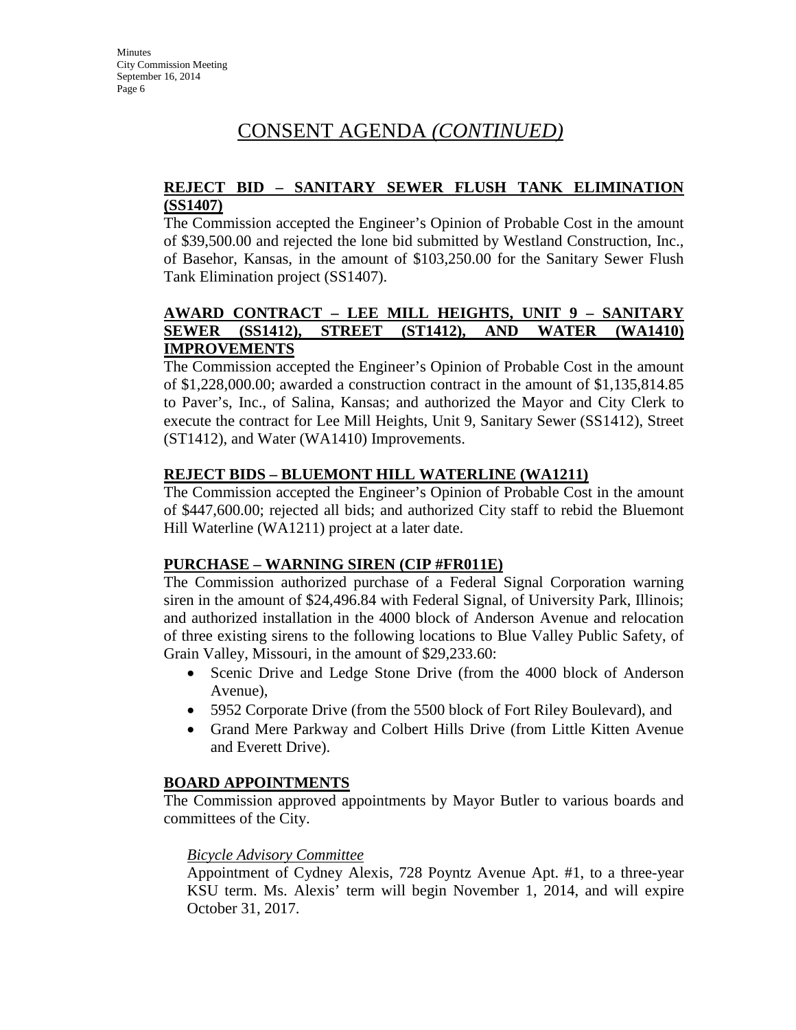## CONSENT AGENDA *(CONTINUED)*

**REJECT BID – SANITARY SEWER FLUSH TANK ELIMINATION (SS1407)**

The Commission accepted the Engineer's Opinion of Probable Cost in the amount of $39,500.00 and rejected the lone bid submitted by Westland Construction, Inc., of Basehor, Kansas, in the amount of $103,250.00 for the Sanitary Sewer Flush Tank Elimination project (SS1407).

**AWARD CONTRACT – LEE MILL HEIGHTS, UNIT 9 – SANITARY SEWER (SS1412), STREET (ST1412), AND WATER (WA1410) IMPROVEMENTS**

The Commission accepted the Engineer's Opinion of Probable Cost in the amount of $1,228,000.00; awarded a construction contract in the amount of $1,135,814.85 to Paver's, Inc., of Salina, Kansas; and authorized the Mayor and City Clerk to execute the contract for Lee Mill Heights, Unit 9, Sanitary Sewer (SS1412), Street (ST1412), and Water (WA1410) Improvements.

**REJECT BIDS – BLUEMONT HILL WATERLINE (WA1211)**

The Commission accepted the Engineer's Opinion of Probable Cost in the amount of $447,600.00; rejected all bids; and authorized City staff to rebid the Bluemont Hill Waterline (WA1211) project at a later date.

**PURCHASE – WARNING SIREN (CIP #FR011E)**

The Commission authorized purchase of a Federal Signal Corporation warning siren in the amount of $24,496.84 with Federal Signal, of University Park, Illinois; and authorized installation in the 4000 block of Anderson Avenue and relocation of three existing sirens to the following locations to Blue Valley Public Safety, of Grain Valley, Missouri, in the amount of $29,233.60:

- Scenic Drive and Ledge Stone Drive (from the 4000 block of Anderson Avenue),
- 5952 Corporate Drive (from the 5500 block of Fort Riley Boulevard), and
- Grand Mere Parkway and Colbert Hills Drive (from Little Kitten Avenue and Everett Drive).

**BOARD APPOINTMENTS**

The Commission approved appointments by Mayor Butler to various boards and committees of the City.

*Bicycle Advisory Committee*

Appointment of Cydney Alexis, 728 Poyntz Avenue Apt. #1, to a three-year KSU term. Ms. Alexis' term will begin November 1, 2014, and will expire October 31, 2017.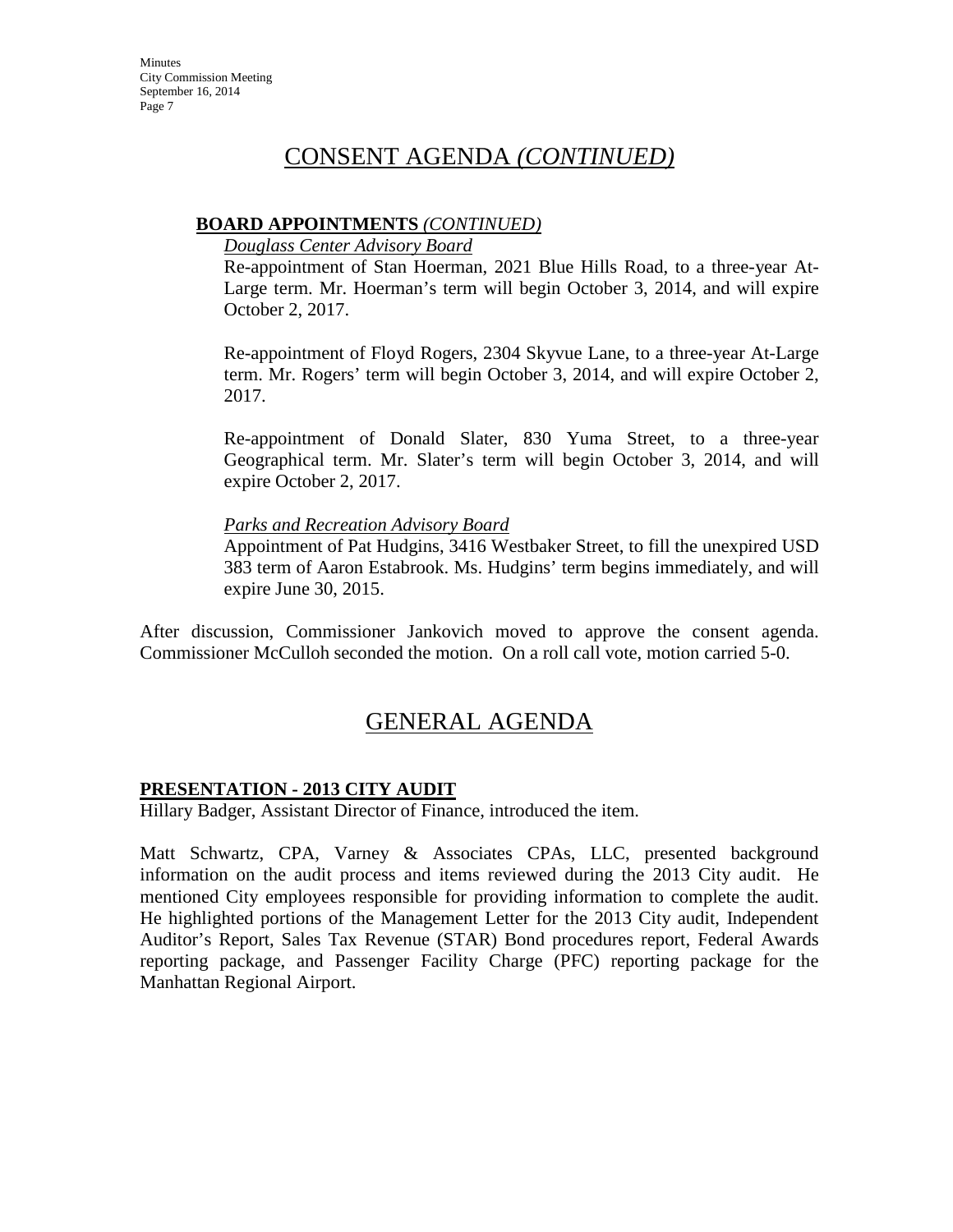# CONSENT AGENDA *(CONTINUED)*

**BOARD APPOINTMENTS** *(CONTINUED)*

*Douglass Center Advisory Board*

Re-appointment of Stan Hoerman, 2021 Blue Hills Road, to a three-year At-Large term. Mr. Hoerman's term will begin October 3, 2014, and will expire October 2, 2017.

Re-appointment of Floyd Rogers, 2304 Skyvue Lane, to a three-year At-Large term. Mr. Rogers' term will begin October 3, 2014, and will expire October 2, 2017.

Re-appointment of Donald Slater, 830 Yuma Street, to a three-year Geographical term. Mr. Slater's term will begin October 3, 2014, and will expire October 2, 2017.

*Parks and Recreation Advisory Board*

Appointment of Pat Hudgins, 3416 Westbaker Street, to fill the unexpired USD 383 term of Aaron Estabrook. Ms. Hudgins' term begins immediately, and will expire June 30, 2015.

After discussion, Commissioner Jankovich moved to approve the consent agenda. Commissioner McCulloh seconded the motion. On a roll call vote, motion carried 5-0.

# GENERAL AGENDA

**PRESENTATION - 2013 CITY AUDIT**

Hillary Badger, Assistant Director of Finance, introduced the item.

Matt Schwartz, CPA, Varney & Associates CPAs, LLC, presented background information on the audit process and items reviewed during the 2013 City audit. He mentioned City employees responsible for providing information to complete the audit. He highlighted portions of the Management Letter for the 2013 City audit, Independent Auditor's Report, Sales Tax Revenue (STAR) Bond procedures report, Federal Awards reporting package, and Passenger Facility Charge (PFC) reporting package for the Manhattan Regional Airport.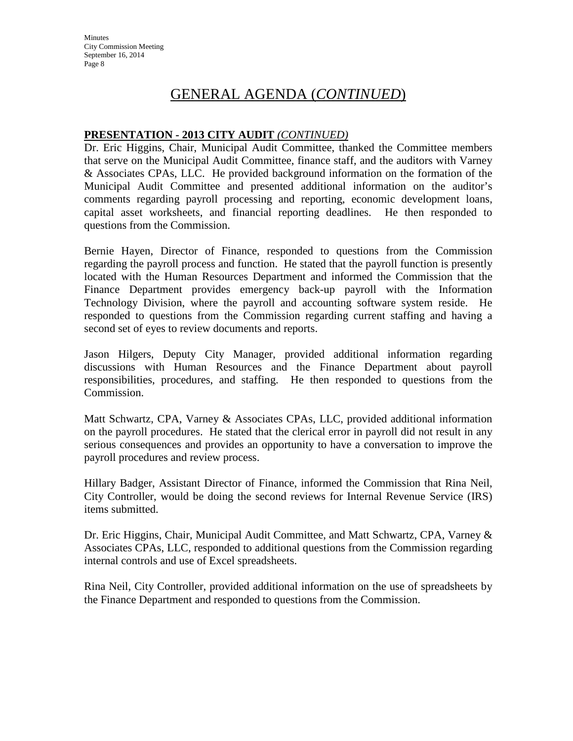# GENERAL AGENDA (*CONTINUED*)

**PRESENTATION - 2013 CITY AUDIT** *(CONTINUED)*

Dr. Eric Higgins, Chair, Municipal Audit Committee, thanked the Committee members that serve on the Municipal Audit Committee, finance staff, and the auditors with Varney & Associates CPAs, LLC. He provided background information on the formation of the Municipal Audit Committee and presented additional information on the auditor's comments regarding payroll processing and reporting, economic development loans, capital asset worksheets, and financial reporting deadlines. He then responded to questions from the Commission.

Bernie Hayen, Director of Finance, responded to questions from the Commission regarding the payroll process and function. He stated that the payroll function is presently located with the Human Resources Department and informed the Commission that the Finance Department provides emergency back-up payroll with the Information Technology Division, where the payroll and accounting software system reside. He responded to questions from the Commission regarding current staffing and having a second set of eyes to review documents and reports.

Jason Hilgers, Deputy City Manager, provided additional information regarding discussions with Human Resources and the Finance Department about payroll responsibilities, procedures, and staffing. He then responded to questions from the Commission.

Matt Schwartz, CPA, Varney & Associates CPAs, LLC, provided additional information on the payroll procedures. He stated that the clerical error in payroll did not result in any serious consequences and provides an opportunity to have a conversation to improve the payroll procedures and review process.

Hillary Badger, Assistant Director of Finance, informed the Commission that Rina Neil, City Controller, would be doing the second reviews for Internal Revenue Service (IRS) items submitted.

Dr. Eric Higgins, Chair, Municipal Audit Committee, and Matt Schwartz, CPA, Varney & Associates CPAs, LLC, responded to additional questions from the Commission regarding internal controls and use of Excel spreadsheets.

Rina Neil, City Controller, provided additional information on the use of spreadsheets by the Finance Department and responded to questions from the Commission.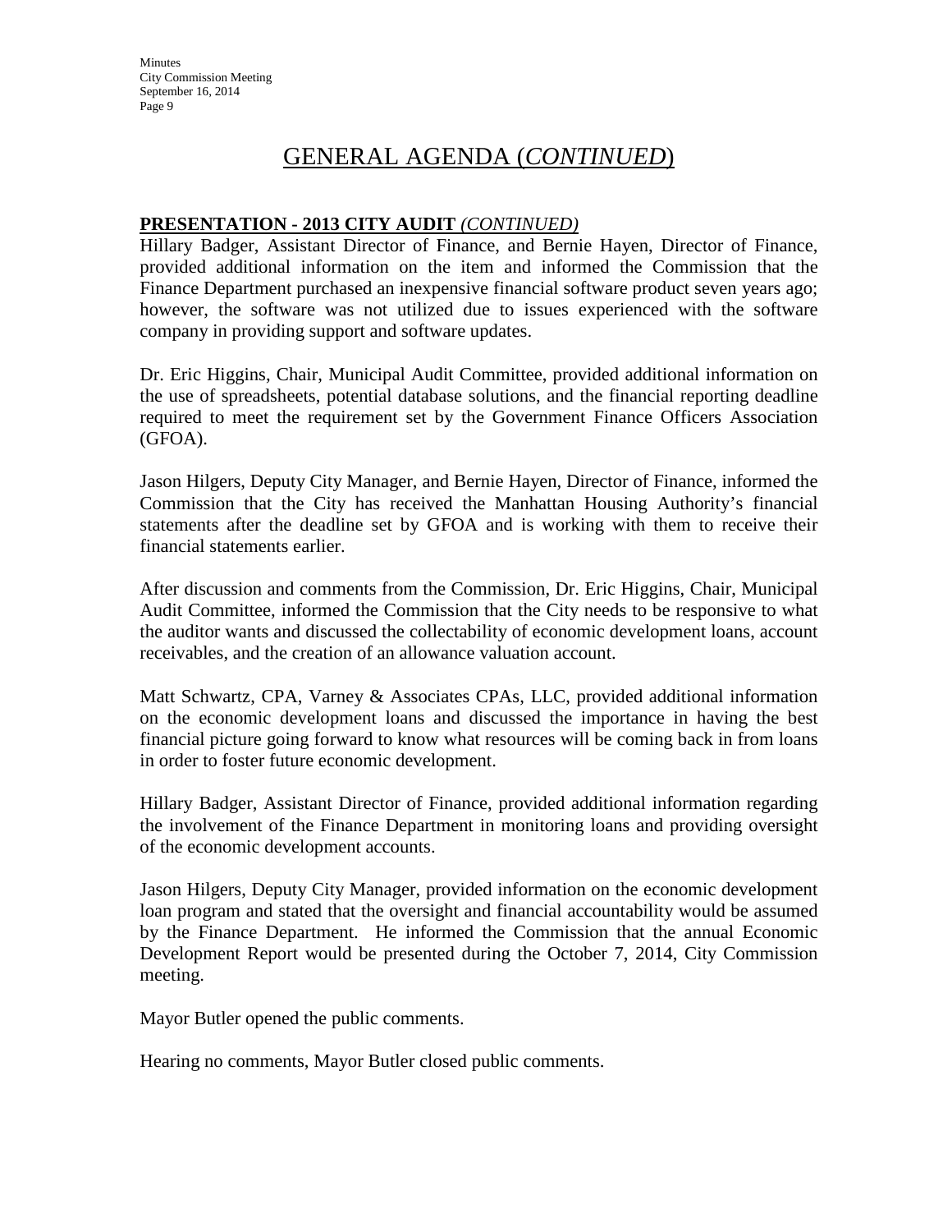# GENERAL AGENDA (*CONTINUED*)

**PRESENTATION - 2013 CITY AUDIT** *(CONTINUED)*

Hillary Badger, Assistant Director of Finance, and Bernie Hayen, Director of Finance, provided additional information on the item and informed the Commission that the Finance Department purchased an inexpensive financial software product seven years ago; however, the software was not utilized due to issues experienced with the software company in providing support and software updates.

Dr. Eric Higgins, Chair, Municipal Audit Committee, provided additional information on the use of spreadsheets, potential database solutions, and the financial reporting deadline required to meet the requirement set by the Government Finance Officers Association (GFOA).

Jason Hilgers, Deputy City Manager, and Bernie Hayen, Director of Finance, informed the Commission that the City has received the Manhattan Housing Authority's financial statements after the deadline set by GFOA and is working with them to receive their financial statements earlier.

After discussion and comments from the Commission, Dr. Eric Higgins, Chair, Municipal Audit Committee, informed the Commission that the City needs to be responsive to what the auditor wants and discussed the collectability of economic development loans, account receivables, and the creation of an allowance valuation account.

Matt Schwartz, CPA, Varney & Associates CPAs, LLC, provided additional information on the economic development loans and discussed the importance in having the best financial picture going forward to know what resources will be coming back in from loans in order to foster future economic development.

Hillary Badger, Assistant Director of Finance, provided additional information regarding the involvement of the Finance Department in monitoring loans and providing oversight of the economic development accounts.

Jason Hilgers, Deputy City Manager, provided information on the economic development loan program and stated that the oversight and financial accountability would be assumed by the Finance Department. He informed the Commission that the annual Economic Development Report would be presented during the October 7, 2014, City Commission meeting.

Mayor Butler opened the public comments.

Hearing no comments, Mayor Butler closed public comments.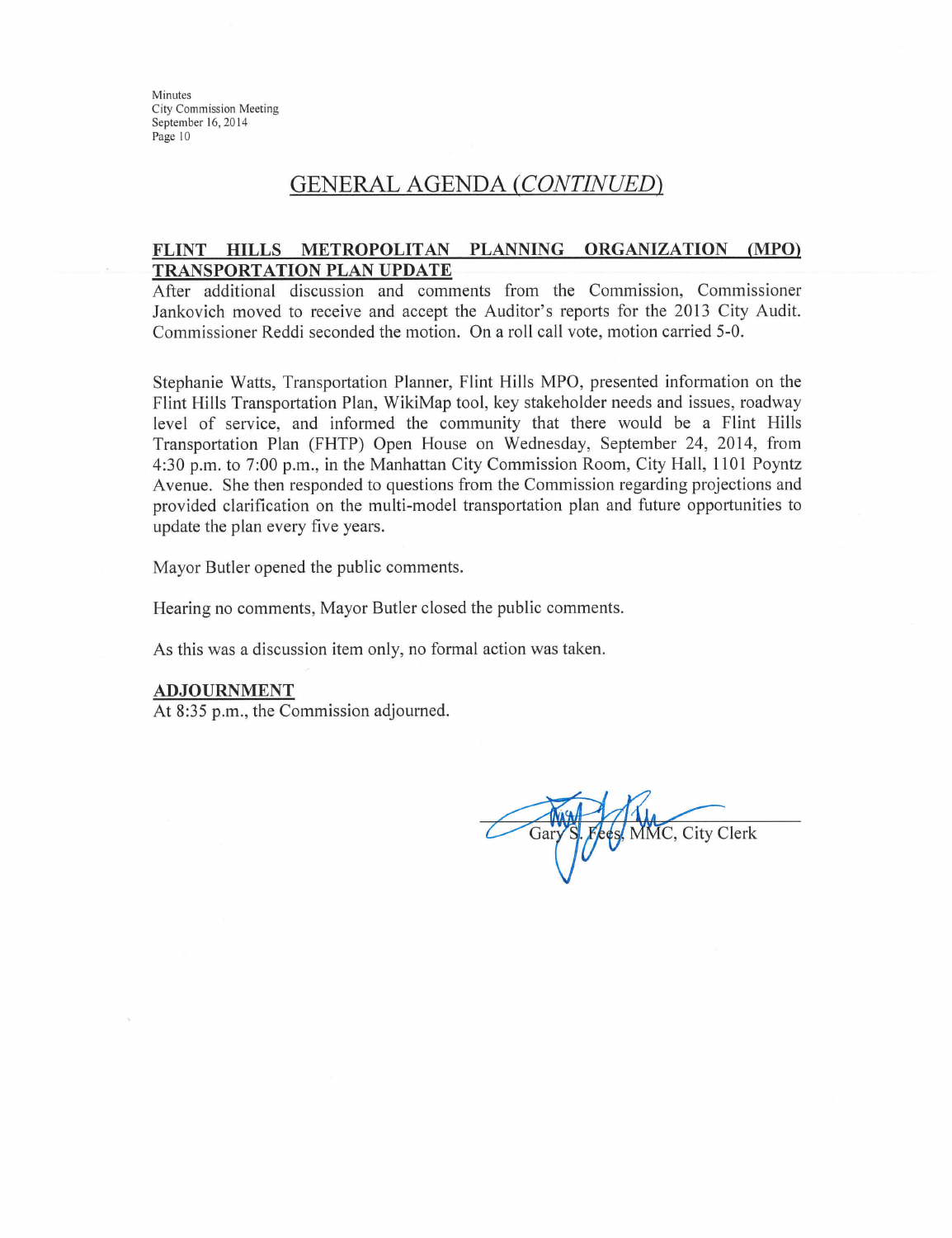## GENERAL AGENDA (*CONTINUED*)

**FLINT HILLS METROPOLITAN PLANNING ORGANIZATION (MPO) TRANSPORTATION PLAN UPDATE**

After additional discussion and comments from the Commission, Commissioner Jankovich moved to receive and accept the Auditor's reports for the 2013 City Audit. Commissioner Reddi seconded the motion. On a roll call vote, motion carried 5-0.

Stephanie Watts, Transportation Planner, Flint Hills MPO, presented information on the Flint Hills Transportation Plan, WikiMap tool, key stakeholder needs and issues, roadway level of service, and informed the community that there would be a Flint Hills Transportation Plan (FHTP) Open House on Wednesday, September 24, 2014, from 4:30 p.m. to 7:00 p.m., in the Manhattan City Commission Room, City Hall, 1101 Poyntz Avenue. She then responded to questions from the Commission regarding projections and provided clarification on the multi-model transportation plan and future opportunities to update the plan every five years.

Mayor Butler opened the public comments.

Hearing no comments, Mayor Butler closed the public comments.

As this was a discussion item only, no formal action was taken.

**ADJOURNMENT**

At 8:35 p.m., the Commission adjourned.

Gary S. Fees, MMC, City Clerk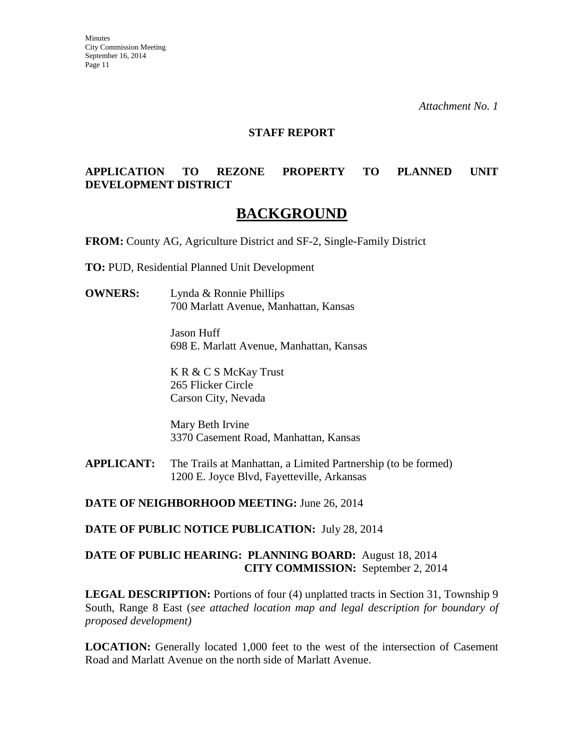*Attachment No. 1*

**STAFF REPORT**

**APPLICATION TO REZONE PROPERTY TO PLANNED UNIT DEVELOPMENT DISTRICT**

# BACKGROUND

**FROM:** County AG, Agriculture District and SF-2, Single-Family District

**TO:** PUD, Residential Planned Unit Development

**OWNERS:** Lynda & Ronnie Phillips
700 Marlatt Avenue, Manhattan, Kansas

Jason Huff
698 E. Marlatt Avenue, Manhattan, Kansas

K R & C S McKay Trust
265 Flicker Circle
Carson City, Nevada

Mary Beth Irvine
3370 Casement Road, Manhattan, Kansas

**APPLICANT:** The Trails at Manhattan, a Limited Partnership (to be formed)
1200 E. Joyce Blvd, Fayetteville, Arkansas

**DATE OF NEIGHBORHOOD MEETING:** June 26, 2014

**DATE OF PUBLIC NOTICE PUBLICATION:** July 28, 2014

**DATE OF PUBLIC HEARING: PLANNING BOARD:** August 18, 2014
**CITY COMMISSION:** September 2, 2014

**LEGAL DESCRIPTION:** Portions of four (4) unplatted tracts in Section 31, Township 9 South, Range 8 East (*see attached location map and legal description for boundary of proposed development)*

**LOCATION:** Generally located 1,000 feet to the west of the intersection of Casement Road and Marlatt Avenue on the north side of Marlatt Avenue.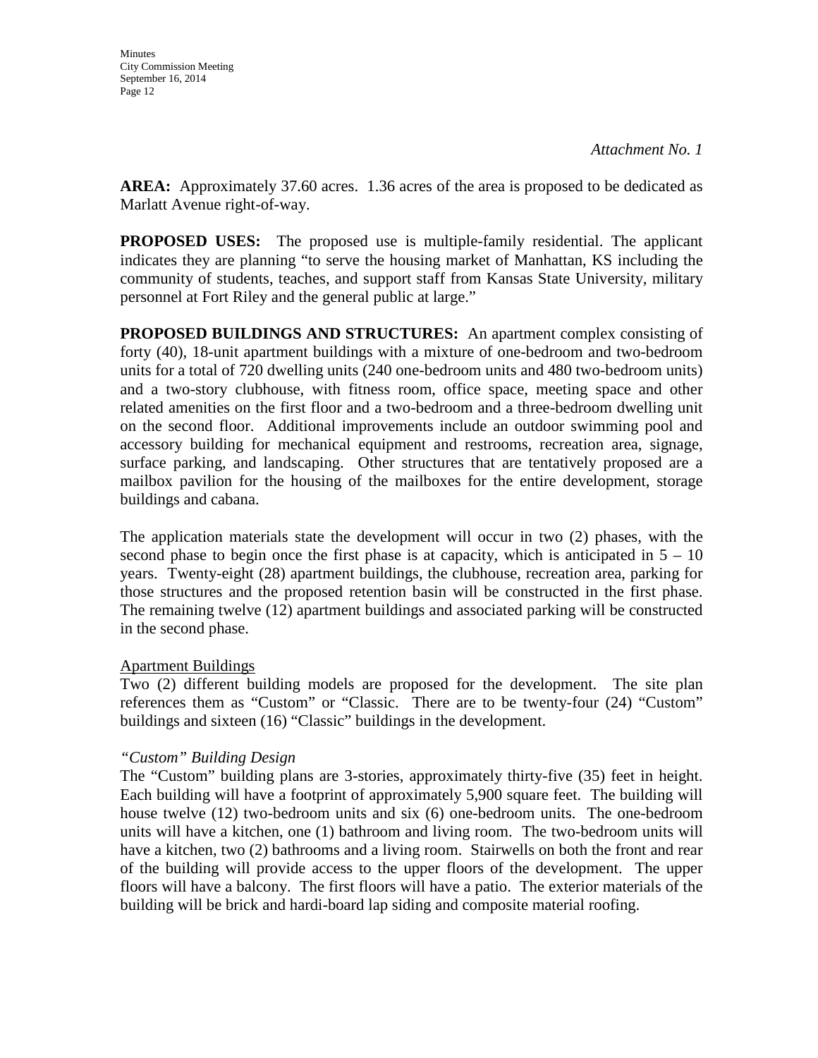*Attachment No. 1*

**AREA:** Approximately 37.60 acres. 1.36 acres of the area is proposed to be dedicated as Marlatt Avenue right-of-way.

**PROPOSED USES:** The proposed use is multiple-family residential. The applicant indicates they are planning "to serve the housing market of Manhattan, KS including the community of students, teaches, and support staff from Kansas State University, military personnel at Fort Riley and the general public at large."

**PROPOSED BUILDINGS AND STRUCTURES:** An apartment complex consisting of forty (40), 18-unit apartment buildings with a mixture of one-bedroom and two-bedroom units for a total of 720 dwelling units (240 one-bedroom units and 480 two-bedroom units) and a two-story clubhouse, with fitness room, office space, meeting space and other related amenities on the first floor and a two-bedroom and a three-bedroom dwelling unit on the second floor. Additional improvements include an outdoor swimming pool and accessory building for mechanical equipment and restrooms, recreation area, signage, surface parking, and landscaping. Other structures that are tentatively proposed are a mailbox pavilion for the housing of the mailboxes for the entire development, storage buildings and cabana.

The application materials state the development will occur in two (2) phases, with the second phase to begin once the first phase is at capacity, which is anticipated in 5 – 10 years. Twenty-eight (28) apartment buildings, the clubhouse, recreation area, parking for those structures and the proposed retention basin will be constructed in the first phase. The remaining twelve (12) apartment buildings and associated parking will be constructed in the second phase.

<u>Apartment Buildings</u>
Two (2) different building models are proposed for the development. The site plan references them as "Custom" or "Classic. There are to be twenty-four (24) "Custom" buildings and sixteen (16) "Classic" buildings in the development.

*"Custom" Building Design*
The "Custom" building plans are 3-stories, approximately thirty-five (35) feet in height. Each building will have a footprint of approximately 5,900 square feet. The building will house twelve (12) two-bedroom units and six (6) one-bedroom units. The one-bedroom units will have a kitchen, one (1) bathroom and living room. The two-bedroom units will have a kitchen, two (2) bathrooms and a living room. Stairwells on both the front and rear of the building will provide access to the upper floors of the development. The upper floors will have a balcony. The first floors will have a patio. The exterior materials of the building will be brick and hardi-board lap siding and composite material roofing.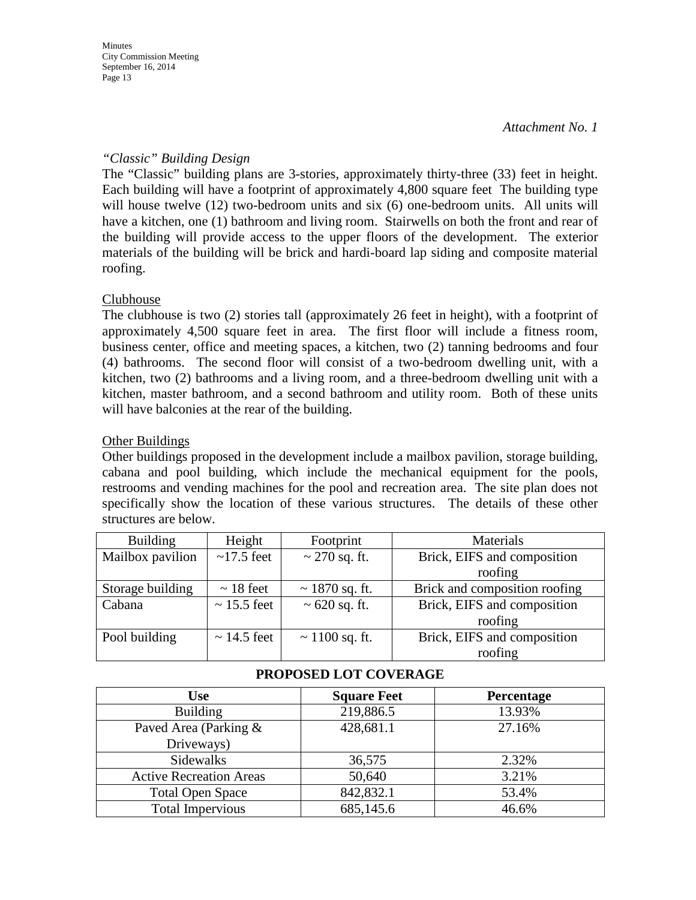*Attachment No. 1*

*"Classic" Building Design*

The "Classic" building plans are 3-stories, approximately thirty-three (33) feet in height. Each building will have a footprint of approximately 4,800 square feet The building type will house twelve (12) two-bedroom units and six (6) one-bedroom units. All units will have a kitchen, one (1) bathroom and living room. Stairwells on both the front and rear of the building will provide access to the upper floors of the development. The exterior materials of the building will be brick and hardi-board lap siding and composite material roofing.

Clubhouse

The clubhouse is two (2) stories tall (approximately 26 feet in height), with a footprint of approximately 4,500 square feet in area. The first floor will include a fitness room, business center, office and meeting spaces, a kitchen, two (2) tanning bedrooms and four (4) bathrooms. The second floor will consist of a two-bedroom dwelling unit, with a kitchen, two (2) bathrooms and a living room, and a three-bedroom dwelling unit with a kitchen, master bathroom, and a second bathroom and utility room. Both of these units will have balconies at the rear of the building.

Other Buildings

Other buildings proposed in the development include a mailbox pavilion, storage building, cabana and pool building, which include the mechanical equipment for the pools, restrooms and vending machines for the pool and recreation area. The site plan does not specifically show the location of these various structures. The details of these other structures are below.

| Building | Height | Footprint | Materials |
|---|---|---|---|
| Mailbox pavilion | ~17.5 feet | ~ 270 sq. ft. | Brick, EIFS and composition roofing |
| Storage building | ~ 18 feet | ~ 1870 sq. ft. | Brick and composition roofing |
| Cabana | ~ 15.5 feet | ~ 620 sq. ft. | Brick, EIFS and composition roofing |
| Pool building | ~ 14.5 feet | ~ 1100 sq. ft. | Brick, EIFS and composition roofing |

**PROPOSED LOT COVERAGE**

| Use | Square Feet | Percentage |
|---|---|---|
| Building | 219,886.5 | 13.93% |
| Paved Area (Parking & Driveways) | 428,681.1 | 27.16% |
| Sidewalks | 36,575 | 2.32% |
| Active Recreation Areas | 50,640 | 3.21% |
| Total Open Space | 842,832.1 | 53.4% |
| Total Impervious | 685,145.6 | 46.6% |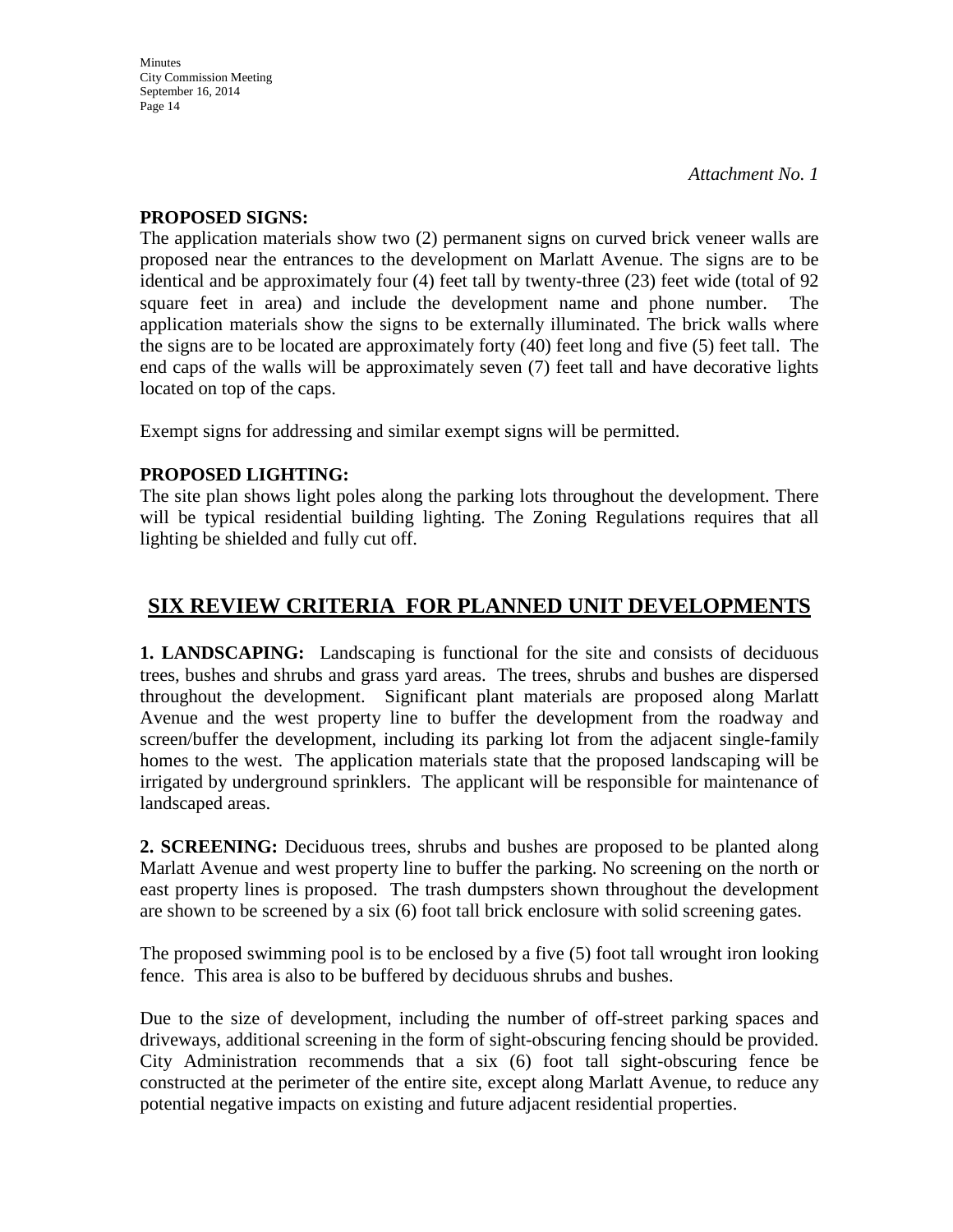*Attachment No. 1*

**PROPOSED SIGNS:**
The application materials show two (2) permanent signs on curved brick veneer walls are proposed near the entrances to the development on Marlatt Avenue. The signs are to be identical and be approximately four (4) feet tall by twenty-three (23) feet wide (total of 92 square feet in area) and include the development name and phone number. The application materials show the signs to be externally illuminated. The brick walls where the signs are to be located are approximately forty (40) feet long and five (5) feet tall. The end caps of the walls will be approximately seven (7) feet tall and have decorative lights located on top of the caps.

Exempt signs for addressing and similar exempt signs will be permitted.

**PROPOSED LIGHTING:**
The site plan shows light poles along the parking lots throughout the development. There will be typical residential building lighting. The Zoning Regulations requires that all lighting be shielded and fully cut off.

## SIX REVIEW CRITERIA FOR PLANNED UNIT DEVELOPMENTS

**1. LANDSCAPING:** Landscaping is functional for the site and consists of deciduous trees, bushes and shrubs and grass yard areas. The trees, shrubs and bushes are dispersed throughout the development. Significant plant materials are proposed along Marlatt Avenue and the west property line to buffer the development from the roadway and screen/buffer the development, including its parking lot from the adjacent single-family homes to the west. The application materials state that the proposed landscaping will be irrigated by underground sprinklers. The applicant will be responsible for maintenance of landscaped areas.

**2. SCREENING:** Deciduous trees, shrubs and bushes are proposed to be planted along Marlatt Avenue and west property line to buffer the parking. No screening on the north or east property lines is proposed. The trash dumpsters shown throughout the development are shown to be screened by a six (6) foot tall brick enclosure with solid screening gates.

The proposed swimming pool is to be enclosed by a five (5) foot tall wrought iron looking fence. This area is also to be buffered by deciduous shrubs and bushes.

Due to the size of development, including the number of off-street parking spaces and driveways, additional screening in the form of sight-obscuring fencing should be provided. City Administration recommends that a six (6) foot tall sight-obscuring fence be constructed at the perimeter of the entire site, except along Marlatt Avenue, to reduce any potential negative impacts on existing and future adjacent residential properties.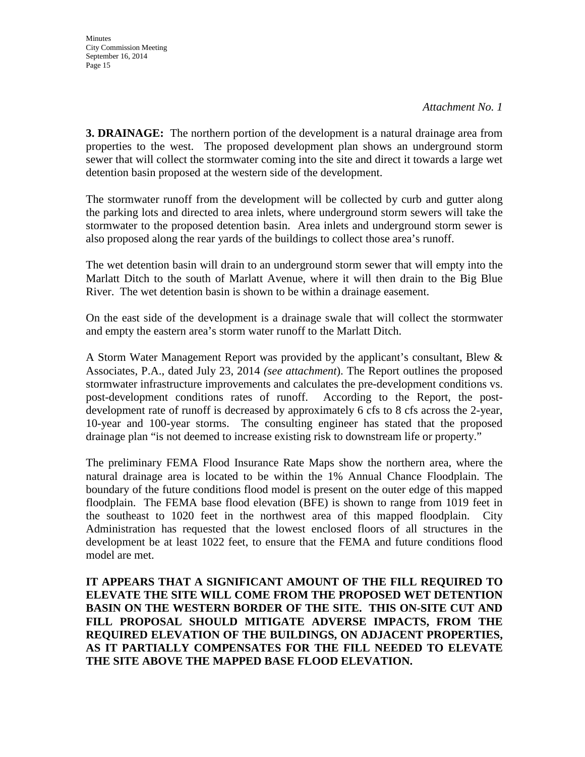*Attachment No. 1*

**3. DRAINAGE:** The northern portion of the development is a natural drainage area from properties to the west. The proposed development plan shows an underground storm sewer that will collect the stormwater coming into the site and direct it towards a large wet detention basin proposed at the western side of the development.

The stormwater runoff from the development will be collected by curb and gutter along the parking lots and directed to area inlets, where underground storm sewers will take the stormwater to the proposed detention basin. Area inlets and underground storm sewer is also proposed along the rear yards of the buildings to collect those area's runoff.

The wet detention basin will drain to an underground storm sewer that will empty into the Marlatt Ditch to the south of Marlatt Avenue, where it will then drain to the Big Blue River. The wet detention basin is shown to be within a drainage easement.

On the east side of the development is a drainage swale that will collect the stormwater and empty the eastern area's storm water runoff to the Marlatt Ditch.

A Storm Water Management Report was provided by the applicant's consultant, Blew & Associates, P.A., dated July 23, 2014 *(see attachment*). The Report outlines the proposed stormwater infrastructure improvements and calculates the pre-development conditions vs. post-development conditions rates of runoff. According to the Report, the post-development rate of runoff is decreased by approximately 6 cfs to 8 cfs across the 2-year, 10-year and 100-year storms. The consulting engineer has stated that the proposed drainage plan "is not deemed to increase existing risk to downstream life or property."

The preliminary FEMA Flood Insurance Rate Maps show the northern area, where the natural drainage area is located to be within the 1% Annual Chance Floodplain. The boundary of the future conditions flood model is present on the outer edge of this mapped floodplain. The FEMA base flood elevation (BFE) is shown to range from 1019 feet in the southeast to 1020 feet in the northwest area of this mapped floodplain. City Administration has requested that the lowest enclosed floors of all structures in the development be at least 1022 feet, to ensure that the FEMA and future conditions flood model are met.

**IT APPEARS THAT A SIGNIFICANT AMOUNT OF THE FILL REQUIRED TO ELEVATE THE SITE WILL COME FROM THE PROPOSED WET DETENTION BASIN ON THE WESTERN BORDER OF THE SITE. THIS ON-SITE CUT AND FILL PROPOSAL SHOULD MITIGATE ADVERSE IMPACTS, FROM THE REQUIRED ELEVATION OF THE BUILDINGS, ON ADJACENT PROPERTIES, AS IT PARTIALLY COMPENSATES FOR THE FILL NEEDED TO ELEVATE THE SITE ABOVE THE MAPPED BASE FLOOD ELEVATION.**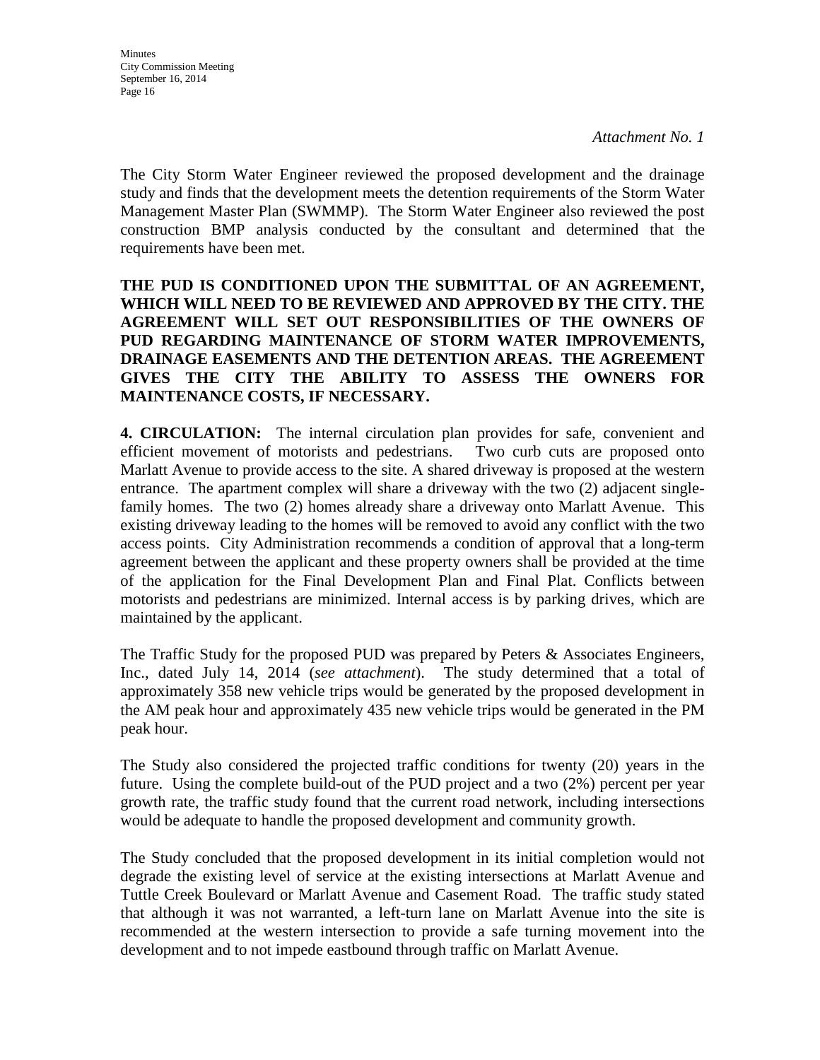*Attachment No. 1*

The City Storm Water Engineer reviewed the proposed development and the drainage study and finds that the development meets the detention requirements of the Storm Water Management Master Plan (SWMMP). The Storm Water Engineer also reviewed the post construction BMP analysis conducted by the consultant and determined that the requirements have been met.

**THE PUD IS CONDITIONED UPON THE SUBMITTAL OF AN AGREEMENT, WHICH WILL NEED TO BE REVIEWED AND APPROVED BY THE CITY. THE AGREEMENT WILL SET OUT RESPONSIBILITIES OF THE OWNERS OF PUD REGARDING MAINTENANCE OF STORM WATER IMPROVEMENTS, DRAINAGE EASEMENTS AND THE DETENTION AREAS. THE AGREEMENT GIVES THE CITY THE ABILITY TO ASSESS THE OWNERS FOR MAINTENANCE COSTS, IF NECESSARY.**

**4. CIRCULATION:** The internal circulation plan provides for safe, convenient and efficient movement of motorists and pedestrians. Two curb cuts are proposed onto Marlatt Avenue to provide access to the site. A shared driveway is proposed at the western entrance. The apartment complex will share a driveway with the two (2) adjacent single-family homes. The two (2) homes already share a driveway onto Marlatt Avenue. This existing driveway leading to the homes will be removed to avoid any conflict with the two access points. City Administration recommends a condition of approval that a long-term agreement between the applicant and these property owners shall be provided at the time of the application for the Final Development Plan and Final Plat. Conflicts between motorists and pedestrians are minimized. Internal access is by parking drives, which are maintained by the applicant.

The Traffic Study for the proposed PUD was prepared by Peters & Associates Engineers, Inc., dated July 14, 2014 (*see attachment*). The study determined that a total of approximately 358 new vehicle trips would be generated by the proposed development in the AM peak hour and approximately 435 new vehicle trips would be generated in the PM peak hour.

The Study also considered the projected traffic conditions for twenty (20) years in the future. Using the complete build-out of the PUD project and a two (2%) percent per year growth rate, the traffic study found that the current road network, including intersections would be adequate to handle the proposed development and community growth.

The Study concluded that the proposed development in its initial completion would not degrade the existing level of service at the existing intersections at Marlatt Avenue and Tuttle Creek Boulevard or Marlatt Avenue and Casement Road. The traffic study stated that although it was not warranted, a left-turn lane on Marlatt Avenue into the site is recommended at the western intersection to provide a safe turning movement into the development and to not impede eastbound through traffic on Marlatt Avenue.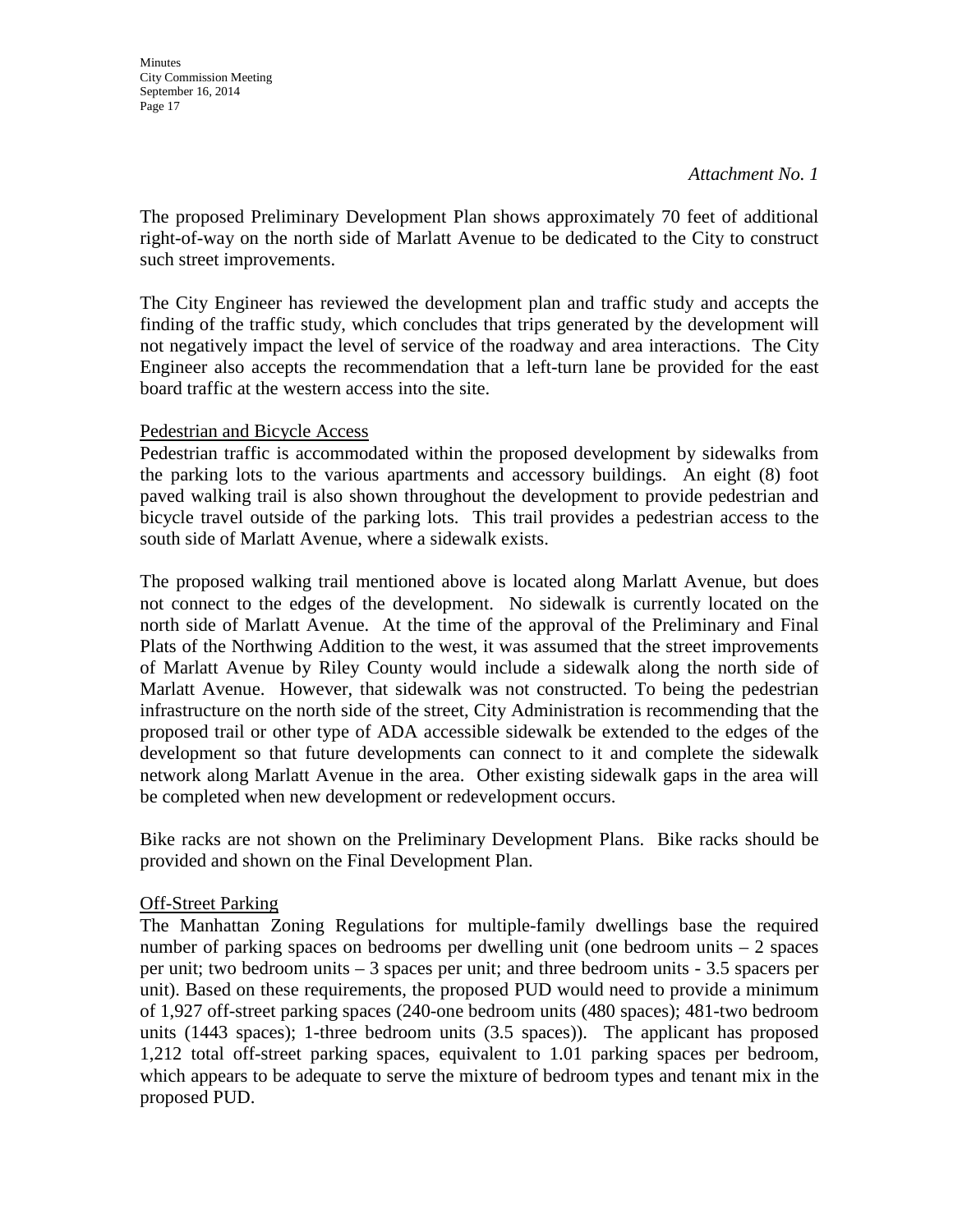*Attachment No. 1*

The proposed Preliminary Development Plan shows approximately 70 feet of additional right-of-way on the north side of Marlatt Avenue to be dedicated to the City to construct such street improvements.

The City Engineer has reviewed the development plan and traffic study and accepts the finding of the traffic study, which concludes that trips generated by the development will not negatively impact the level of service of the roadway and area interactions. The City Engineer also accepts the recommendation that a left-turn lane be provided for the east board traffic at the western access into the site.

Pedestrian and Bicycle Access

Pedestrian traffic is accommodated within the proposed development by sidewalks from the parking lots to the various apartments and accessory buildings. An eight (8) foot paved walking trail is also shown throughout the development to provide pedestrian and bicycle travel outside of the parking lots. This trail provides a pedestrian access to the south side of Marlatt Avenue, where a sidewalk exists.

The proposed walking trail mentioned above is located along Marlatt Avenue, but does not connect to the edges of the development. No sidewalk is currently located on the north side of Marlatt Avenue. At the time of the approval of the Preliminary and Final Plats of the Northwing Addition to the west, it was assumed that the street improvements of Marlatt Avenue by Riley County would include a sidewalk along the north side of Marlatt Avenue. However, that sidewalk was not constructed. To being the pedestrian infrastructure on the north side of the street, City Administration is recommending that the proposed trail or other type of ADA accessible sidewalk be extended to the edges of the development so that future developments can connect to it and complete the sidewalk network along Marlatt Avenue in the area. Other existing sidewalk gaps in the area will be completed when new development or redevelopment occurs.

Bike racks are not shown on the Preliminary Development Plans. Bike racks should be provided and shown on the Final Development Plan.

Off-Street Parking

The Manhattan Zoning Regulations for multiple-family dwellings base the required number of parking spaces on bedrooms per dwelling unit (one bedroom units – 2 spaces per unit; two bedroom units – 3 spaces per unit; and three bedroom units - 3.5 spacers per unit). Based on these requirements, the proposed PUD would need to provide a minimum of 1,927 off-street parking spaces (240-one bedroom units (480 spaces); 481-two bedroom units (1443 spaces); 1-three bedroom units (3.5 spaces)). The applicant has proposed 1,212 total off-street parking spaces, equivalent to 1.01 parking spaces per bedroom, which appears to be adequate to serve the mixture of bedroom types and tenant mix in the proposed PUD.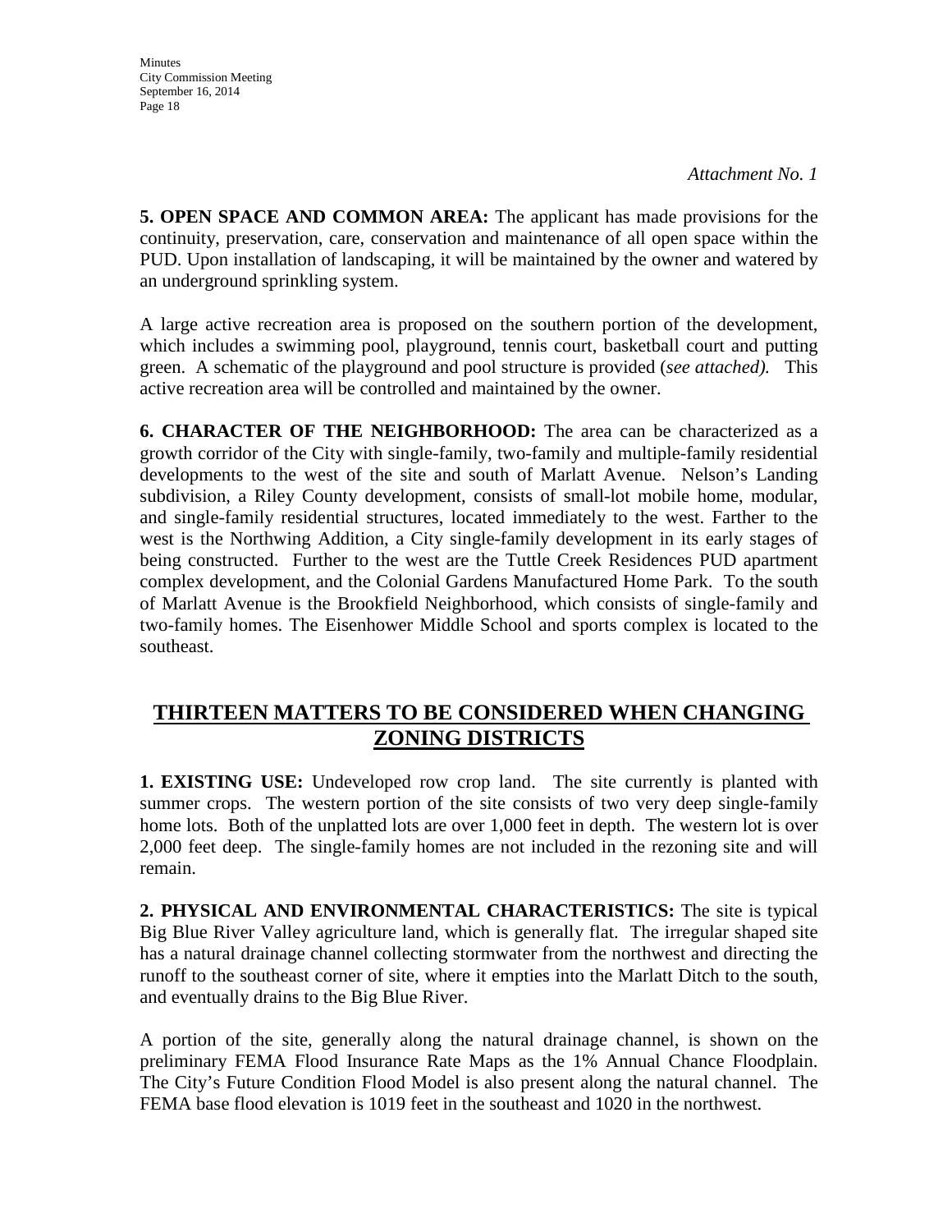*Attachment No. 1*

**5. OPEN SPACE AND COMMON AREA:** The applicant has made provisions for the continuity, preservation, care, conservation and maintenance of all open space within the PUD. Upon installation of landscaping, it will be maintained by the owner and watered by an underground sprinkling system.

A large active recreation area is proposed on the southern portion of the development, which includes a swimming pool, playground, tennis court, basketball court and putting green. A schematic of the playground and pool structure is provided (*see attached).* This active recreation area will be controlled and maintained by the owner.

**6. CHARACTER OF THE NEIGHBORHOOD:** The area can be characterized as a growth corridor of the City with single-family, two-family and multiple-family residential developments to the west of the site and south of Marlatt Avenue. Nelson's Landing subdivision, a Riley County development, consists of small-lot mobile home, modular, and single-family residential structures, located immediately to the west. Farther to the west is the Northwing Addition, a City single-family development in its early stages of being constructed. Further to the west are the Tuttle Creek Residences PUD apartment complex development, and the Colonial Gardens Manufactured Home Park. To the south of Marlatt Avenue is the Brookfield Neighborhood, which consists of single-family and two-family homes. The Eisenhower Middle School and sports complex is located to the southeast.

## THIRTEEN MATTERS TO BE CONSIDERED WHEN CHANGING ZONING DISTRICTS

**1. EXISTING USE:** Undeveloped row crop land. The site currently is planted with summer crops. The western portion of the site consists of two very deep single-family home lots. Both of the unplatted lots are over 1,000 feet in depth. The western lot is over 2,000 feet deep. The single-family homes are not included in the rezoning site and will remain.

**2. PHYSICAL AND ENVIRONMENTAL CHARACTERISTICS:** The site is typical Big Blue River Valley agriculture land, which is generally flat. The irregular shaped site has a natural drainage channel collecting stormwater from the northwest and directing the runoff to the southeast corner of site, where it empties into the Marlatt Ditch to the south, and eventually drains to the Big Blue River.

A portion of the site, generally along the natural drainage channel, is shown on the preliminary FEMA Flood Insurance Rate Maps as the 1% Annual Chance Floodplain. The City's Future Condition Flood Model is also present along the natural channel. The FEMA base flood elevation is 1019 feet in the southeast and 1020 in the northwest.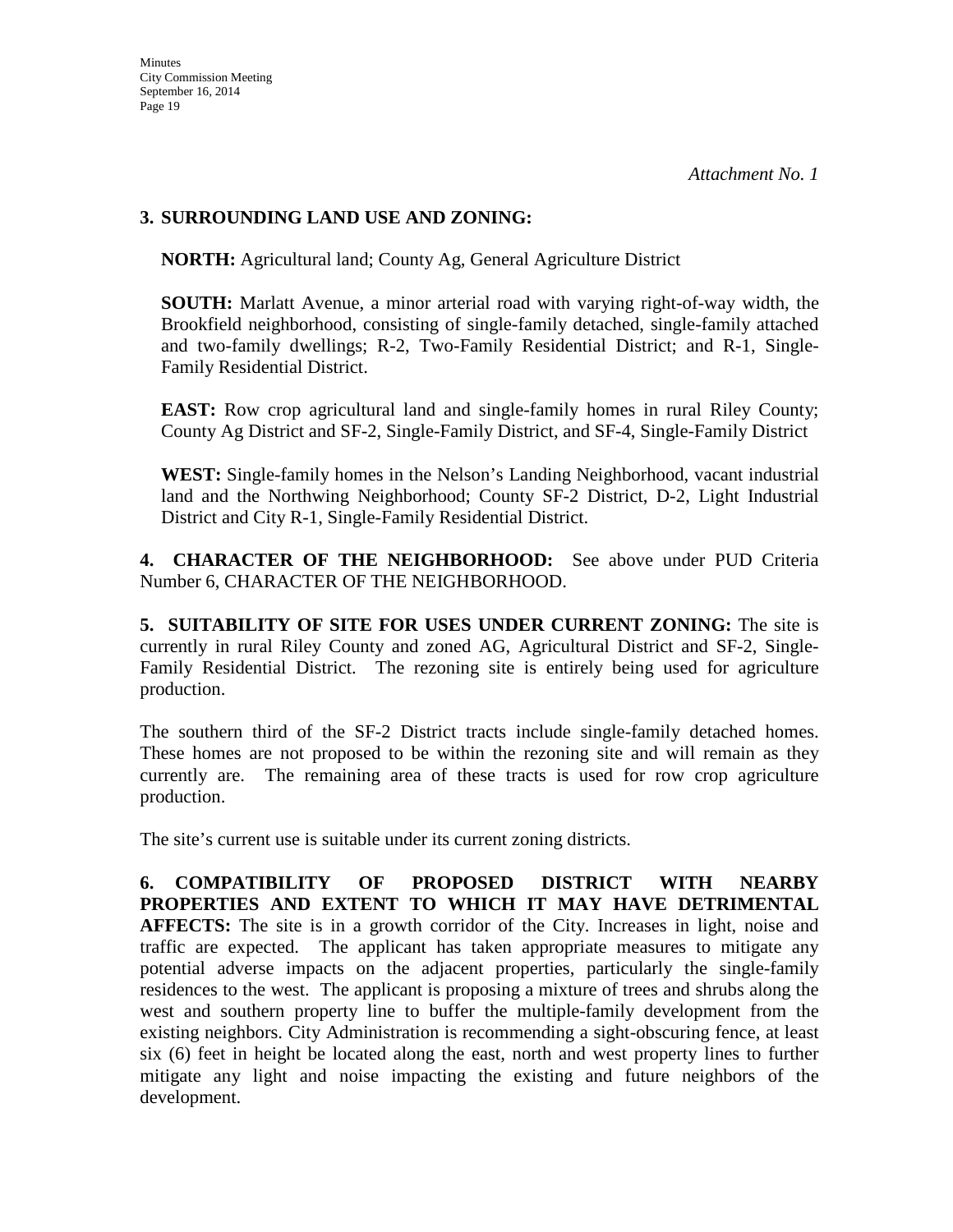*Attachment No. 1*

**3. SURROUNDING LAND USE AND ZONING:**

**NORTH:** Agricultural land; County Ag, General Agriculture District

**SOUTH:** Marlatt Avenue, a minor arterial road with varying right-of-way width, the Brookfield neighborhood, consisting of single-family detached, single-family attached and two-family dwellings; R-2, Two-Family Residential District; and R-1, Single-Family Residential District.

**EAST:** Row crop agricultural land and single-family homes in rural Riley County; County Ag District and SF-2, Single-Family District, and SF-4, Single-Family District

**WEST:** Single-family homes in the Nelson's Landing Neighborhood, vacant industrial land and the Northwing Neighborhood; County SF-2 District, D-2, Light Industrial District and City R-1, Single-Family Residential District.

**4. CHARACTER OF THE NEIGHBORHOOD:** See above under PUD Criteria Number 6, CHARACTER OF THE NEIGHBORHOOD.

**5. SUITABILITY OF SITE FOR USES UNDER CURRENT ZONING:** The site is currently in rural Riley County and zoned AG, Agricultural District and SF-2, Single-Family Residential District. The rezoning site is entirely being used for agriculture production.

The southern third of the SF-2 District tracts include single-family detached homes. These homes are not proposed to be within the rezoning site and will remain as they currently are. The remaining area of these tracts is used for row crop agriculture production.

The site's current use is suitable under its current zoning districts.

**6. COMPATIBILITY OF PROPOSED DISTRICT WITH NEARBY PROPERTIES AND EXTENT TO WHICH IT MAY HAVE DETRIMENTAL AFFECTS:** The site is in a growth corridor of the City. Increases in light, noise and traffic are expected. The applicant has taken appropriate measures to mitigate any potential adverse impacts on the adjacent properties, particularly the single-family residences to the west. The applicant is proposing a mixture of trees and shrubs along the west and southern property line to buffer the multiple-family development from the existing neighbors. City Administration is recommending a sight-obscuring fence, at least six (6) feet in height be located along the east, north and west property lines to further mitigate any light and noise impacting the existing and future neighbors of the development.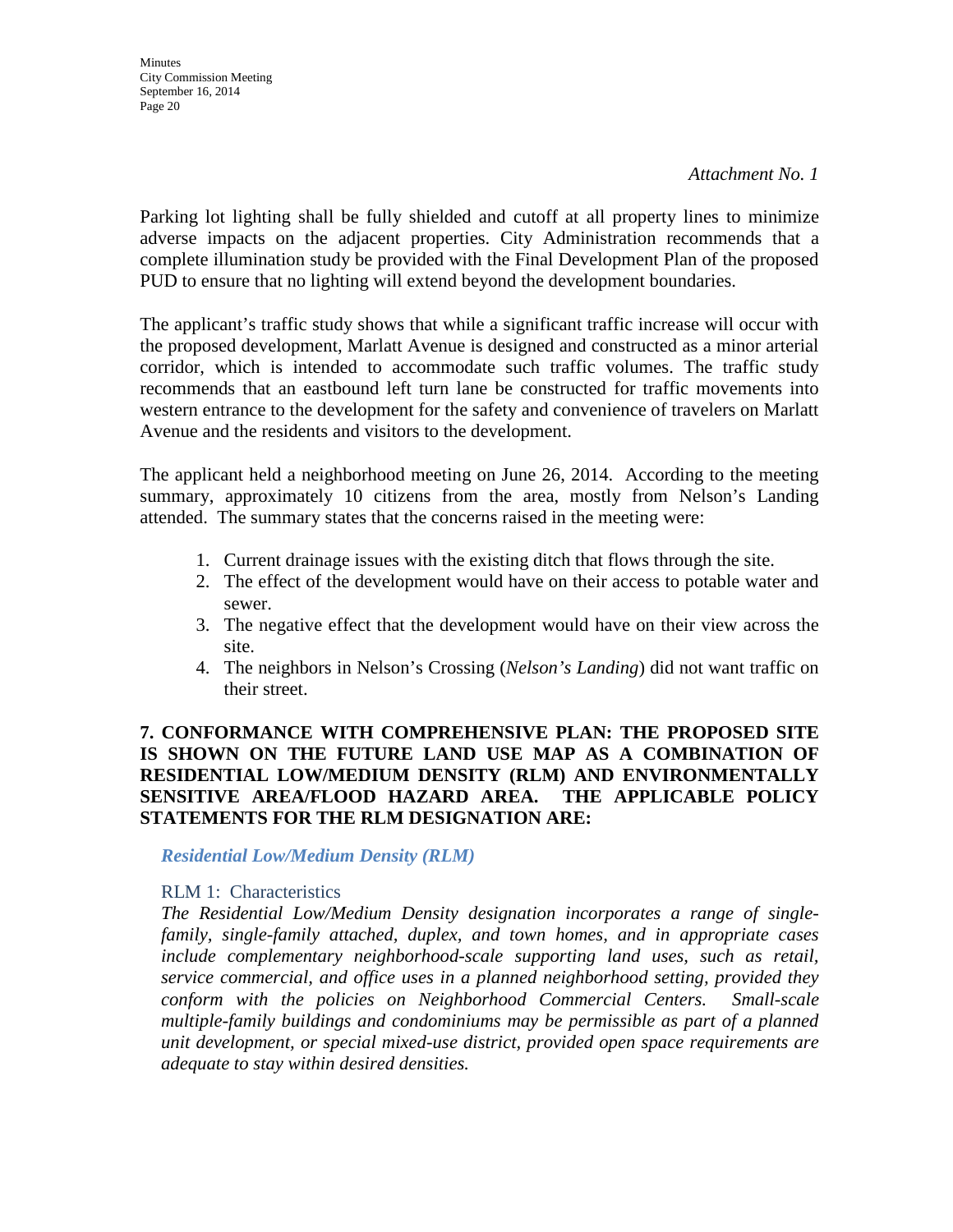*Attachment No. 1*

Parking lot lighting shall be fully shielded and cutoff at all property lines to minimize adverse impacts on the adjacent properties. City Administration recommends that a complete illumination study be provided with the Final Development Plan of the proposed PUD to ensure that no lighting will extend beyond the development boundaries.

The applicant's traffic study shows that while a significant traffic increase will occur with the proposed development, Marlatt Avenue is designed and constructed as a minor arterial corridor, which is intended to accommodate such traffic volumes. The traffic study recommends that an eastbound left turn lane be constructed for traffic movements into western entrance to the development for the safety and convenience of travelers on Marlatt Avenue and the residents and visitors to the development.

The applicant held a neighborhood meeting on June 26, 2014. According to the meeting summary, approximately 10 citizens from the area, mostly from Nelson's Landing attended. The summary states that the concerns raised in the meeting were:

1. Current drainage issues with the existing ditch that flows through the site.
2. The effect of the development would have on their access to potable water and sewer.
3. The negative effect that the development would have on their view across the site.
4. The neighbors in Nelson's Crossing (*Nelson's Landing*) did not want traffic on their street.

**7. CONFORMANCE WITH COMPREHENSIVE PLAN: THE PROPOSED SITE IS SHOWN ON THE FUTURE LAND USE MAP AS A COMBINATION OF RESIDENTIAL LOW/MEDIUM DENSITY (RLM) AND ENVIRONMENTALLY SENSITIVE AREA/FLOOD HAZARD AREA. THE APPLICABLE POLICY STATEMENTS FOR THE RLM DESIGNATION ARE:**

***Residential Low/Medium Density (RLM)***

RLM 1: Characteristics

*The Residential Low/Medium Density designation incorporates a range of single-family, single-family attached, duplex, and town homes, and in appropriate cases include complementary neighborhood-scale supporting land uses, such as retail, service commercial, and office uses in a planned neighborhood setting, provided they conform with the policies on Neighborhood Commercial Centers. Small-scale multiple-family buildings and condominiums may be permissible as part of a planned unit development, or special mixed-use district, provided open space requirements are adequate to stay within desired densities.*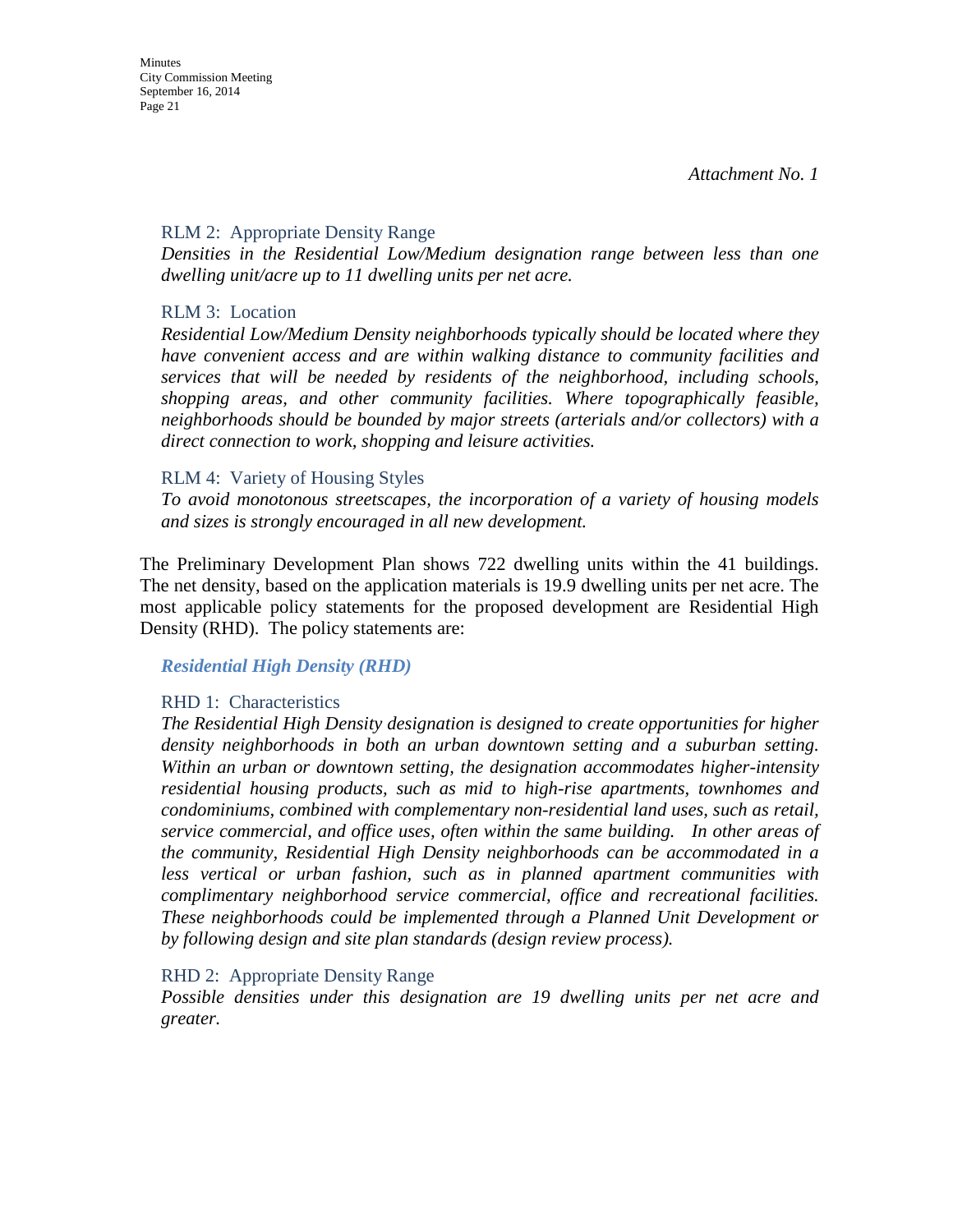*Attachment No. 1*

RLM 2: Appropriate Density Range

*Densities in the Residential Low/Medium designation range between less than one dwelling unit/acre up to 11 dwelling units per net acre.*

RLM 3: Location

*Residential Low/Medium Density neighborhoods typically should be located where they have convenient access and are within walking distance to community facilities and services that will be needed by residents of the neighborhood, including schools, shopping areas, and other community facilities. Where topographically feasible, neighborhoods should be bounded by major streets (arterials and/or collectors) with a direct connection to work, shopping and leisure activities.*

RLM 4: Variety of Housing Styles

*To avoid monotonous streetscapes, the incorporation of a variety of housing models and sizes is strongly encouraged in all new development.*

The Preliminary Development Plan shows 722 dwelling units within the 41 buildings. The net density, based on the application materials is 19.9 dwelling units per net acre. The most applicable policy statements for the proposed development are Residential High Density (RHD). The policy statements are:

***Residential High Density (RHD)***

RHD 1: Characteristics

*The Residential High Density designation is designed to create opportunities for higher density neighborhoods in both an urban downtown setting and a suburban setting. Within an urban or downtown setting, the designation accommodates higher-intensity residential housing products, such as mid to high-rise apartments, townhomes and condominiums, combined with complementary non-residential land uses, such as retail, service commercial, and office uses, often within the same building. In other areas of the community, Residential High Density neighborhoods can be accommodated in a less vertical or urban fashion, such as in planned apartment communities with complimentary neighborhood service commercial, office and recreational facilities. These neighborhoods could be implemented through a Planned Unit Development or by following design and site plan standards (design review process).*

RHD 2: Appropriate Density Range

*Possible densities under this designation are 19 dwelling units per net acre and greater.*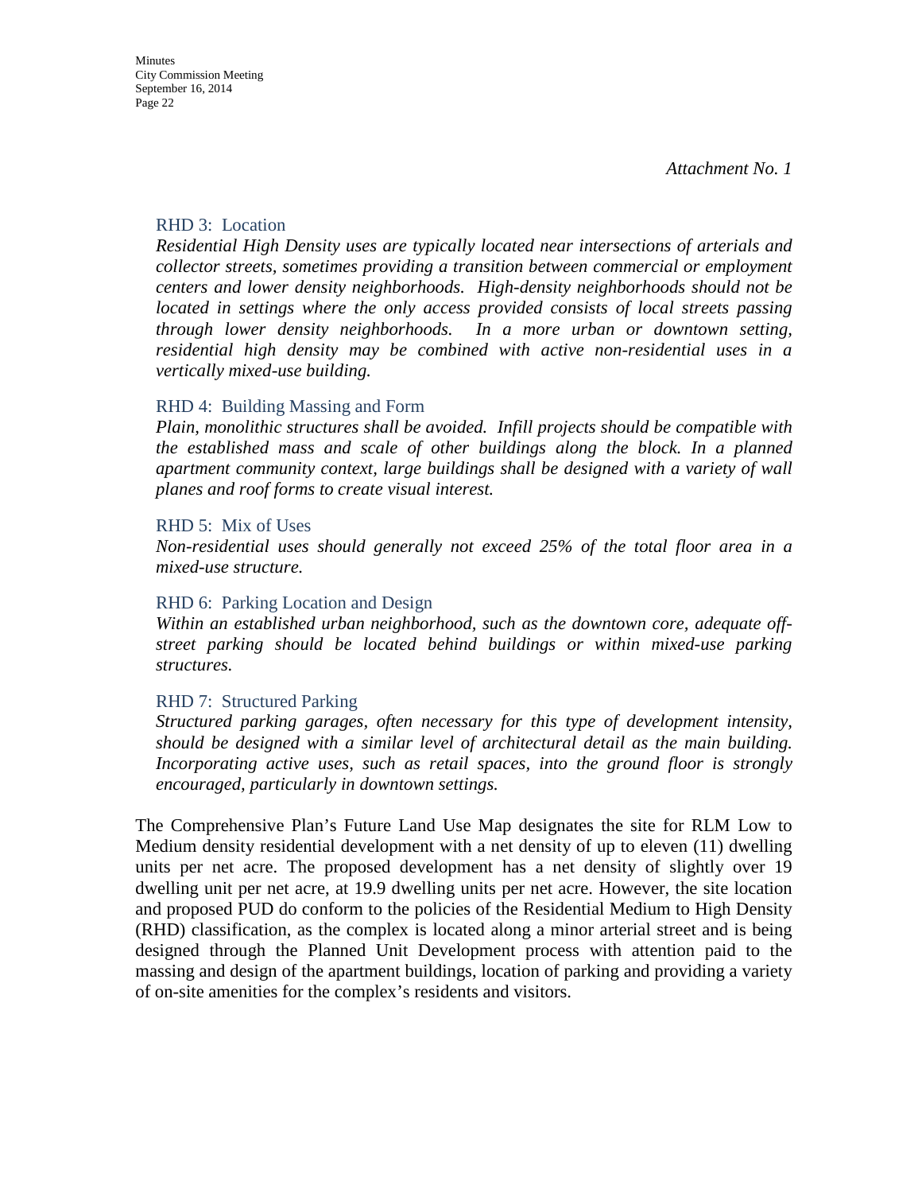*Attachment No. 1*

RHD 3: Location

*Residential High Density uses are typically located near intersections of arterials and collector streets, sometimes providing a transition between commercial or employment centers and lower density neighborhoods. High-density neighborhoods should not be located in settings where the only access provided consists of local streets passing through lower density neighborhoods. In a more urban or downtown setting, residential high density may be combined with active non-residential uses in a vertically mixed-use building.*

RHD 4: Building Massing and Form

*Plain, monolithic structures shall be avoided. Infill projects should be compatible with the established mass and scale of other buildings along the block. In a planned apartment community context, large buildings shall be designed with a variety of wall planes and roof forms to create visual interest.*

RHD 5: Mix of Uses

*Non-residential uses should generally not exceed 25% of the total floor area in a mixed-use structure.*

RHD 6: Parking Location and Design

*Within an established urban neighborhood, such as the downtown core, adequate off-street parking should be located behind buildings or within mixed-use parking structures.*

RHD 7: Structured Parking

*Structured parking garages, often necessary for this type of development intensity, should be designed with a similar level of architectural detail as the main building. Incorporating active uses, such as retail spaces, into the ground floor is strongly encouraged, particularly in downtown settings.*

The Comprehensive Plan's Future Land Use Map designates the site for RLM Low to Medium density residential development with a net density of up to eleven (11) dwelling units per net acre. The proposed development has a net density of slightly over 19 dwelling unit per net acre, at 19.9 dwelling units per net acre. However, the site location and proposed PUD do conform to the policies of the Residential Medium to High Density (RHD) classification, as the complex is located along a minor arterial street and is being designed through the Planned Unit Development process with attention paid to the massing and design of the apartment buildings, location of parking and providing a variety of on-site amenities for the complex's residents and visitors.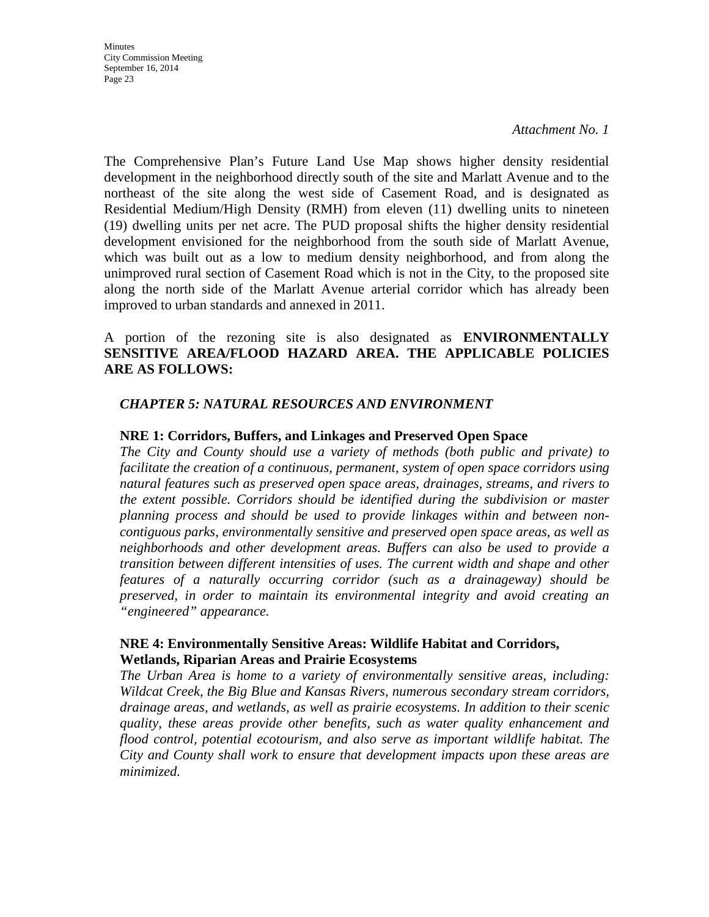*Attachment No. 1*

The Comprehensive Plan's Future Land Use Map shows higher density residential development in the neighborhood directly south of the site and Marlatt Avenue and to the northeast of the site along the west side of Casement Road, and is designated as Residential Medium/High Density (RMH) from eleven (11) dwelling units to nineteen (19) dwelling units per net acre. The PUD proposal shifts the higher density residential development envisioned for the neighborhood from the south side of Marlatt Avenue, which was built out as a low to medium density neighborhood, and from along the unimproved rural section of Casement Road which is not in the City, to the proposed site along the north side of the Marlatt Avenue arterial corridor which has already been improved to urban standards and annexed in 2011.

A portion of the rezoning site is also designated as **ENVIRONMENTALLY SENSITIVE AREA/FLOOD HAZARD AREA. THE APPLICABLE POLICIES ARE AS FOLLOWS:**

***CHAPTER 5: NATURAL RESOURCES AND ENVIRONMENT***

**NRE 1: Corridors, Buffers, and Linkages and Preserved Open Space**
*The City and County should use a variety of methods (both public and private) to facilitate the creation of a continuous, permanent, system of open space corridors using natural features such as preserved open space areas, drainages, streams, and rivers to the extent possible. Corridors should be identified during the subdivision or master planning process and should be used to provide linkages within and between non-contiguous parks, environmentally sensitive and preserved open space areas, as well as neighborhoods and other development areas. Buffers can also be used to provide a transition between different intensities of uses. The current width and shape and other features of a naturally occurring corridor (such as a drainageway) should be preserved, in order to maintain its environmental integrity and avoid creating an "engineered" appearance.*

**NRE 4: Environmentally Sensitive Areas: Wildlife Habitat and Corridors, Wetlands, Riparian Areas and Prairie Ecosystems**
*The Urban Area is home to a variety of environmentally sensitive areas, including: Wildcat Creek, the Big Blue and Kansas Rivers, numerous secondary stream corridors, drainage areas, and wetlands, as well as prairie ecosystems. In addition to their scenic quality, these areas provide other benefits, such as water quality enhancement and flood control, potential ecotourism, and also serve as important wildlife habitat. The City and County shall work to ensure that development impacts upon these areas are minimized.*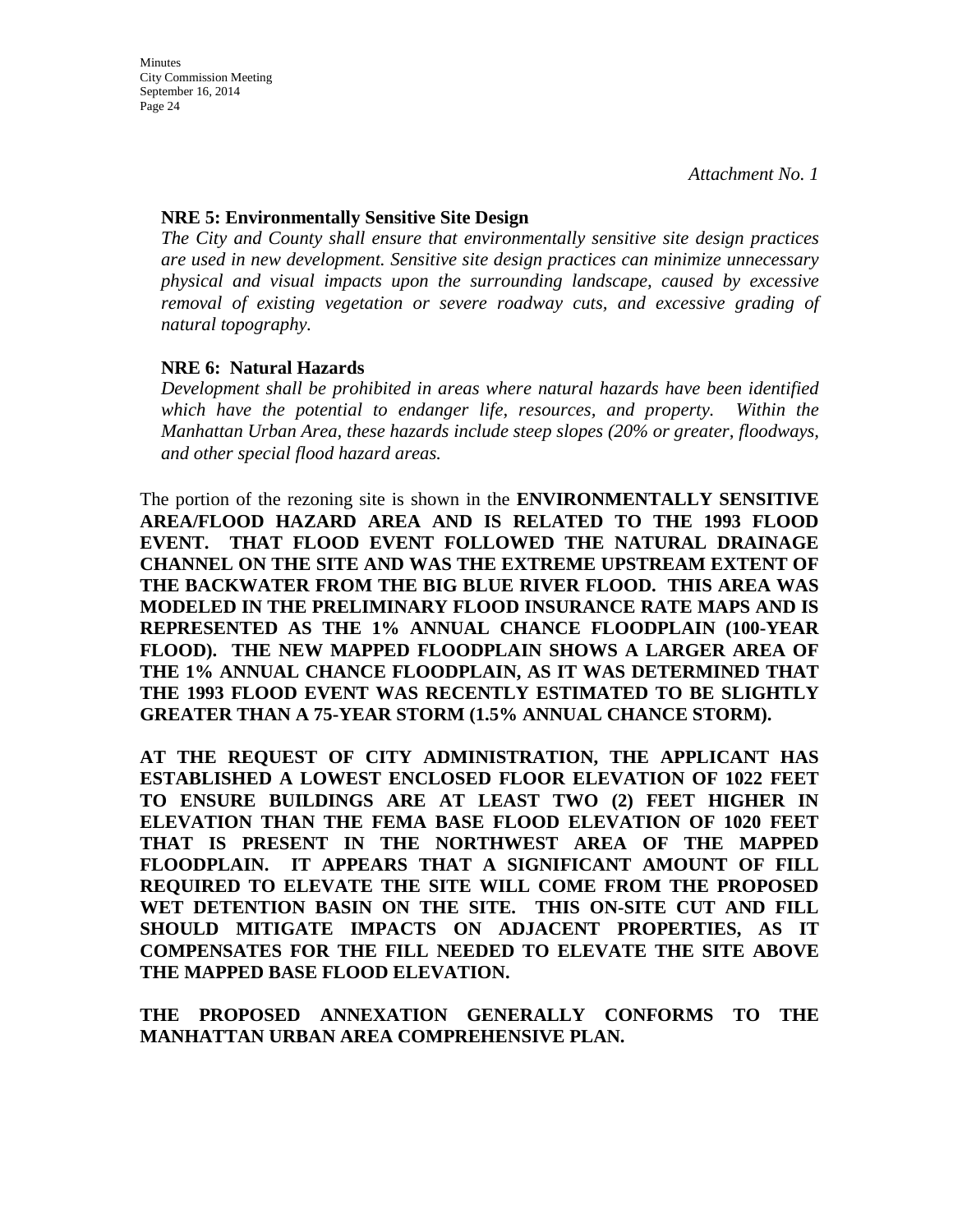*Attachment No. 1*

**NRE 5: Environmentally Sensitive Site Design**

*The City and County shall ensure that environmentally sensitive site design practices are used in new development. Sensitive site design practices can minimize unnecessary physical and visual impacts upon the surrounding landscape, caused by excessive removal of existing vegetation or severe roadway cuts, and excessive grading of natural topography.*

**NRE 6: Natural Hazards**

*Development shall be prohibited in areas where natural hazards have been identified which have the potential to endanger life, resources, and property. Within the Manhattan Urban Area, these hazards include steep slopes (20% or greater, floodways, and other special flood hazard areas.*

The portion of the rezoning site is shown in the **ENVIRONMENTALLY SENSITIVE AREA/FLOOD HAZARD AREA AND IS RELATED TO THE 1993 FLOOD EVENT. THAT FLOOD EVENT FOLLOWED THE NATURAL DRAINAGE CHANNEL ON THE SITE AND WAS THE EXTREME UPSTREAM EXTENT OF THE BACKWATER FROM THE BIG BLUE RIVER FLOOD. THIS AREA WAS MODELED IN THE PRELIMINARY FLOOD INSURANCE RATE MAPS AND IS REPRESENTED AS THE 1% ANNUAL CHANCE FLOODPLAIN (100-YEAR FLOOD). THE NEW MAPPED FLOODPLAIN SHOWS A LARGER AREA OF THE 1% ANNUAL CHANCE FLOODPLAIN, AS IT WAS DETERMINED THAT THE 1993 FLOOD EVENT WAS RECENTLY ESTIMATED TO BE SLIGHTLY GREATER THAN A 75-YEAR STORM (1.5% ANNUAL CHANCE STORM).**

**AT THE REQUEST OF CITY ADMINISTRATION, THE APPLICANT HAS ESTABLISHED A LOWEST ENCLOSED FLOOR ELEVATION OF 1022 FEET TO ENSURE BUILDINGS ARE AT LEAST TWO (2) FEET HIGHER IN ELEVATION THAN THE FEMA BASE FLOOD ELEVATION OF 1020 FEET THAT IS PRESENT IN THE NORTHWEST AREA OF THE MAPPED FLOODPLAIN. IT APPEARS THAT A SIGNIFICANT AMOUNT OF FILL REQUIRED TO ELEVATE THE SITE WILL COME FROM THE PROPOSED WET DETENTION BASIN ON THE SITE. THIS ON-SITE CUT AND FILL SHOULD MITIGATE IMPACTS ON ADJACENT PROPERTIES, AS IT COMPENSATES FOR THE FILL NEEDED TO ELEVATE THE SITE ABOVE THE MAPPED BASE FLOOD ELEVATION.**

**THE PROPOSED ANNEXATION GENERALLY CONFORMS TO THE MANHATTAN URBAN AREA COMPREHENSIVE PLAN.**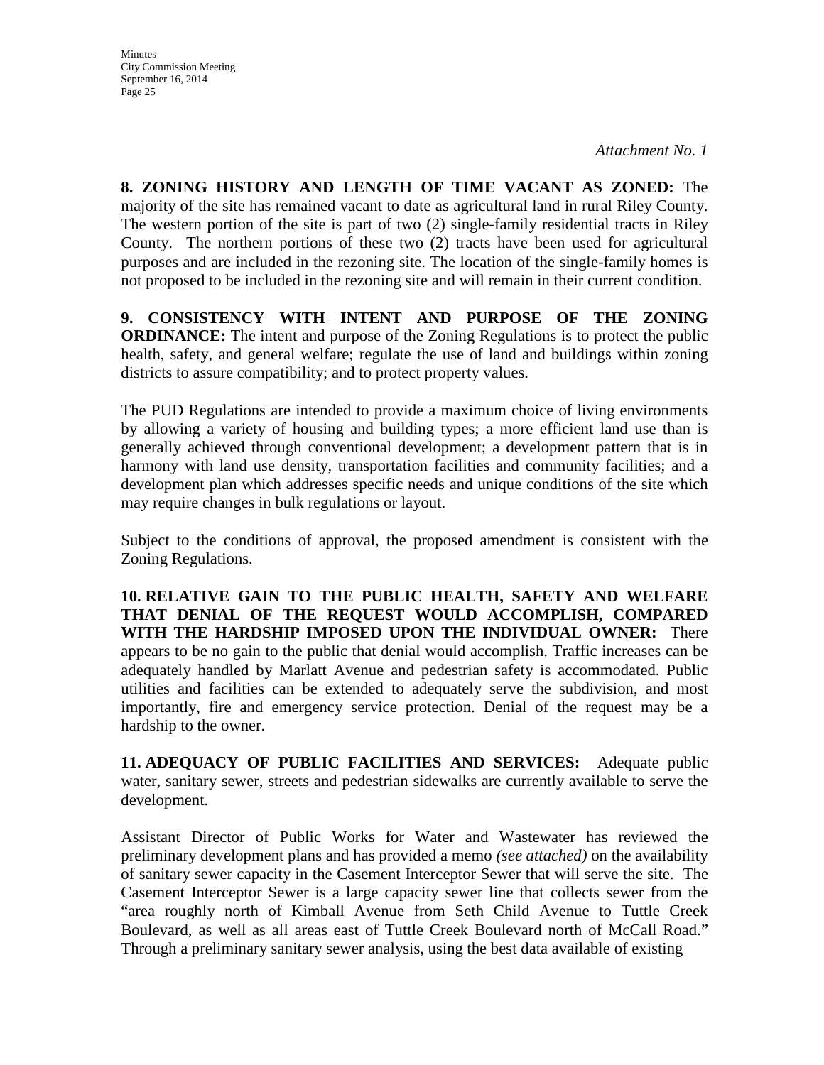*Attachment No. 1*

**8. ZONING HISTORY AND LENGTH OF TIME VACANT AS ZONED:** The majority of the site has remained vacant to date as agricultural land in rural Riley County. The western portion of the site is part of two (2) single-family residential tracts in Riley County. The northern portions of these two (2) tracts have been used for agricultural purposes and are included in the rezoning site. The location of the single-family homes is not proposed to be included in the rezoning site and will remain in their current condition.

**9. CONSISTENCY WITH INTENT AND PURPOSE OF THE ZONING ORDINANCE:** The intent and purpose of the Zoning Regulations is to protect the public health, safety, and general welfare; regulate the use of land and buildings within zoning districts to assure compatibility; and to protect property values.

The PUD Regulations are intended to provide a maximum choice of living environments by allowing a variety of housing and building types; a more efficient land use than is generally achieved through conventional development; a development pattern that is in harmony with land use density, transportation facilities and community facilities; and a development plan which addresses specific needs and unique conditions of the site which may require changes in bulk regulations or layout.

Subject to the conditions of approval, the proposed amendment is consistent with the Zoning Regulations.

**10. RELATIVE GAIN TO THE PUBLIC HEALTH, SAFETY AND WELFARE THAT DENIAL OF THE REQUEST WOULD ACCOMPLISH, COMPARED WITH THE HARDSHIP IMPOSED UPON THE INDIVIDUAL OWNER:** There appears to be no gain to the public that denial would accomplish. Traffic increases can be adequately handled by Marlatt Avenue and pedestrian safety is accommodated. Public utilities and facilities can be extended to adequately serve the subdivision, and most importantly, fire and emergency service protection. Denial of the request may be a hardship to the owner.

**11. ADEQUACY OF PUBLIC FACILITIES AND SERVICES:** Adequate public water, sanitary sewer, streets and pedestrian sidewalks are currently available to serve the development.

Assistant Director of Public Works for Water and Wastewater has reviewed the preliminary development plans and has provided a memo *(see attached)* on the availability of sanitary sewer capacity in the Casement Interceptor Sewer that will serve the site. The Casement Interceptor Sewer is a large capacity sewer line that collects sewer from the "area roughly north of Kimball Avenue from Seth Child Avenue to Tuttle Creek Boulevard, as well as all areas east of Tuttle Creek Boulevard north of McCall Road." Through a preliminary sanitary sewer analysis, using the best data available of existing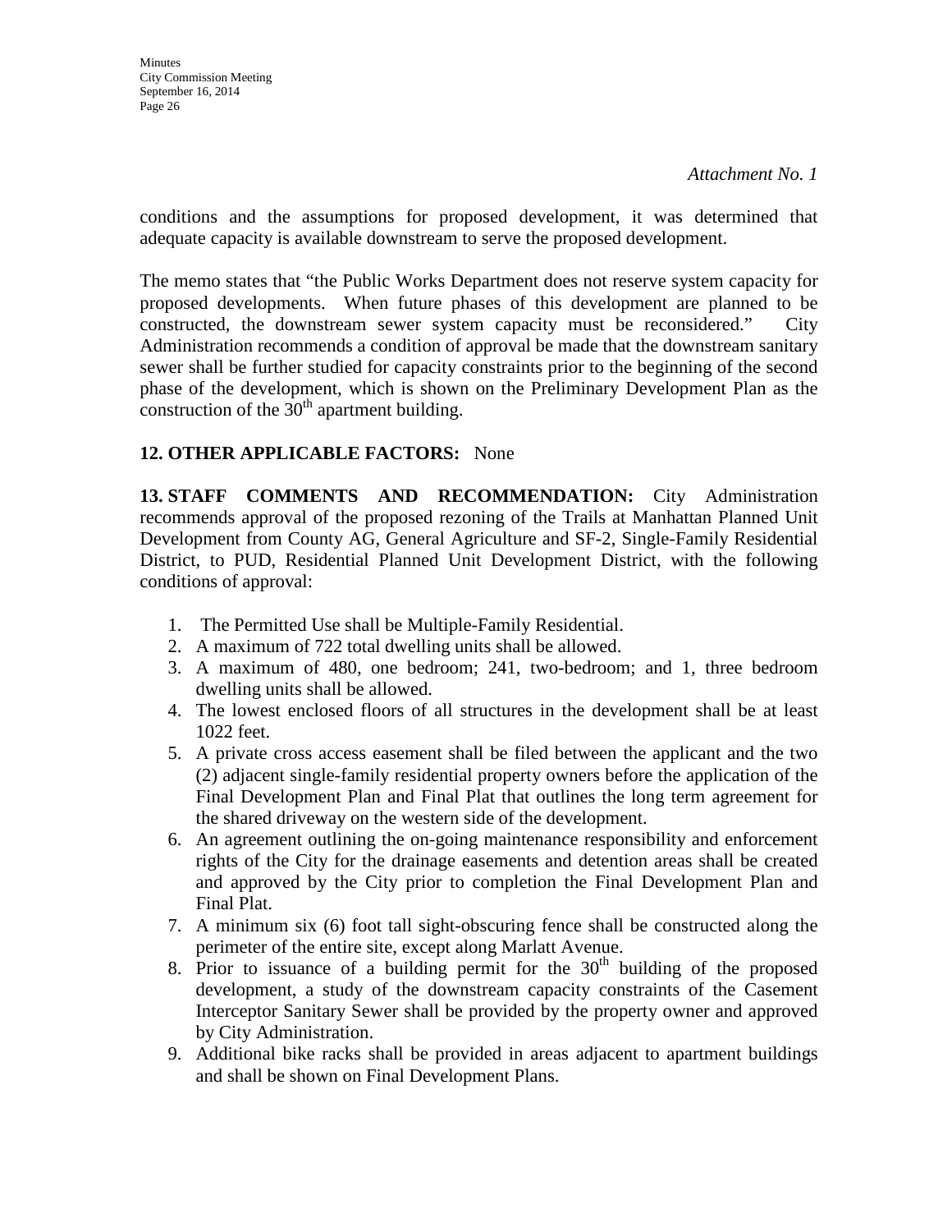*Attachment No. 1*

conditions and the assumptions for proposed development, it was determined that adequate capacity is available downstream to serve the proposed development.

The memo states that "the Public Works Department does not reserve system capacity for proposed developments. When future phases of this development are planned to be constructed, the downstream sewer system capacity must be reconsidered." City Administration recommends a condition of approval be made that the downstream sanitary sewer shall be further studied for capacity constraints prior to the beginning of the second phase of the development, which is shown on the Preliminary Development Plan as the construction of the 30th apartment building.

**12. OTHER APPLICABLE FACTORS:** None

**13. STAFF COMMENTS AND RECOMMENDATION:** City Administration recommends approval of the proposed rezoning of the Trails at Manhattan Planned Unit Development from County AG, General Agriculture and SF-2, Single-Family Residential District, to PUD, Residential Planned Unit Development District, with the following conditions of approval:

1. The Permitted Use shall be Multiple-Family Residential.
2. A maximum of 722 total dwelling units shall be allowed.
3. A maximum of 480, one bedroom; 241, two-bedroom; and 1, three bedroom dwelling units shall be allowed.
4. The lowest enclosed floors of all structures in the development shall be at least 1022 feet.
5. A private cross access easement shall be filed between the applicant and the two (2) adjacent single-family residential property owners before the application of the Final Development Plan and Final Plat that outlines the long term agreement for the shared driveway on the western side of the development.
6. An agreement outlining the on-going maintenance responsibility and enforcement rights of the City for the drainage easements and detention areas shall be created and approved by the City prior to completion the Final Development Plan and Final Plat.
7. A minimum six (6) foot tall sight-obscuring fence shall be constructed along the perimeter of the entire site, except along Marlatt Avenue.
8. Prior to issuance of a building permit for the 30th building of the proposed development, a study of the downstream capacity constraints of the Casement Interceptor Sanitary Sewer shall be provided by the property owner and approved by City Administration.
9. Additional bike racks shall be provided in areas adjacent to apartment buildings and shall be shown on Final Development Plans.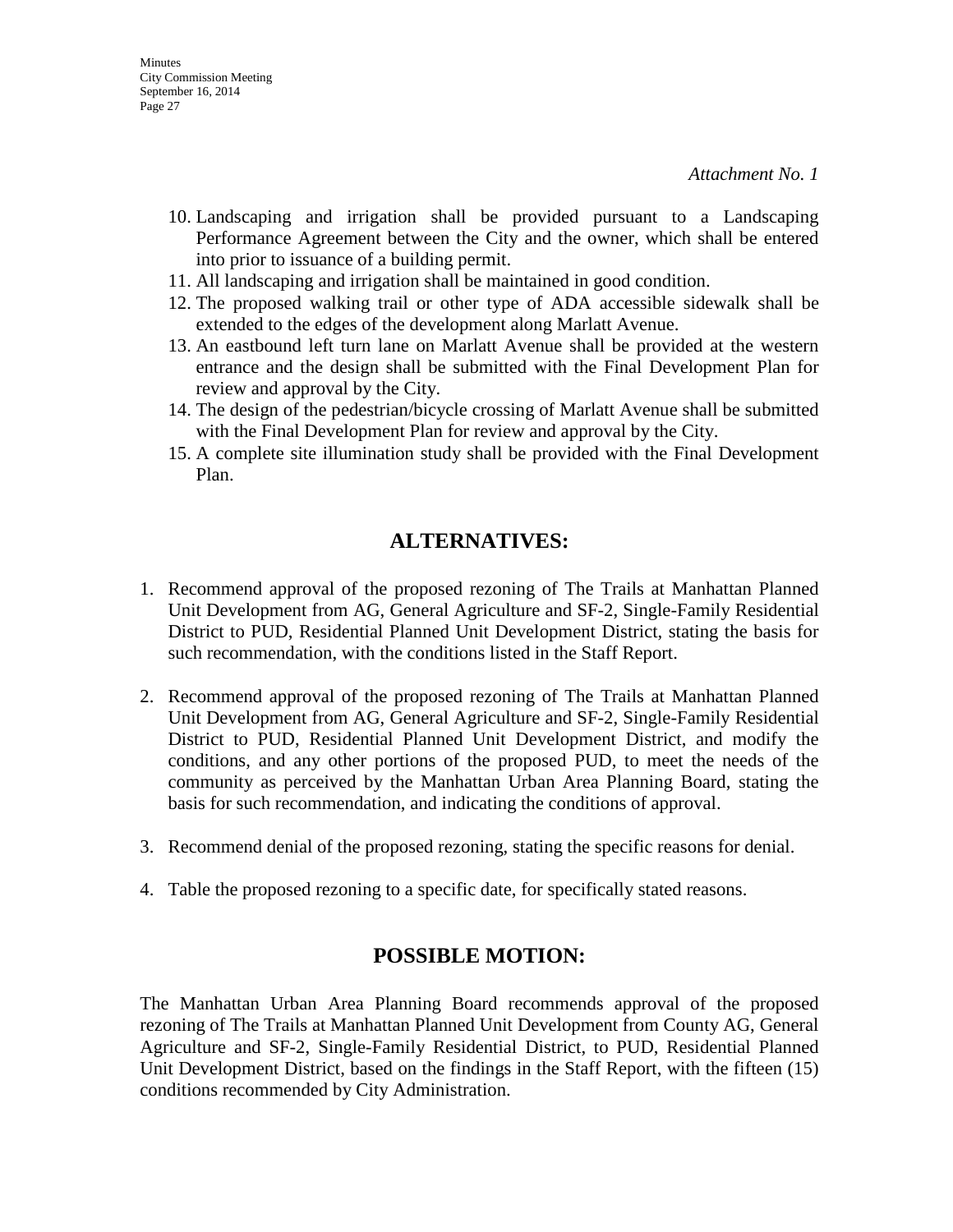*Attachment No. 1*

10. Landscaping and irrigation shall be provided pursuant to a Landscaping Performance Agreement between the City and the owner, which shall be entered into prior to issuance of a building permit.
11. All landscaping and irrigation shall be maintained in good condition.
12. The proposed walking trail or other type of ADA accessible sidewalk shall be extended to the edges of the development along Marlatt Avenue.
13. An eastbound left turn lane on Marlatt Avenue shall be provided at the western entrance and the design shall be submitted with the Final Development Plan for review and approval by the City.
14. The design of the pedestrian/bicycle crossing of Marlatt Avenue shall be submitted with the Final Development Plan for review and approval by the City.
15. A complete site illumination study shall be provided with the Final Development Plan.

## ALTERNATIVES:

1. Recommend approval of the proposed rezoning of The Trails at Manhattan Planned Unit Development from AG, General Agriculture and SF-2, Single-Family Residential District to PUD, Residential Planned Unit Development District, stating the basis for such recommendation, with the conditions listed in the Staff Report.

2. Recommend approval of the proposed rezoning of The Trails at Manhattan Planned Unit Development from AG, General Agriculture and SF-2, Single-Family Residential District to PUD, Residential Planned Unit Development District, and modify the conditions, and any other portions of the proposed PUD, to meet the needs of the community as perceived by the Manhattan Urban Area Planning Board, stating the basis for such recommendation, and indicating the conditions of approval.

3. Recommend denial of the proposed rezoning, stating the specific reasons for denial.

4. Table the proposed rezoning to a specific date, for specifically stated reasons.

## POSSIBLE MOTION:

The Manhattan Urban Area Planning Board recommends approval of the proposed rezoning of The Trails at Manhattan Planned Unit Development from County AG, General Agriculture and SF-2, Single-Family Residential District, to PUD, Residential Planned Unit Development District, based on the findings in the Staff Report, with the fifteen (15) conditions recommended by City Administration.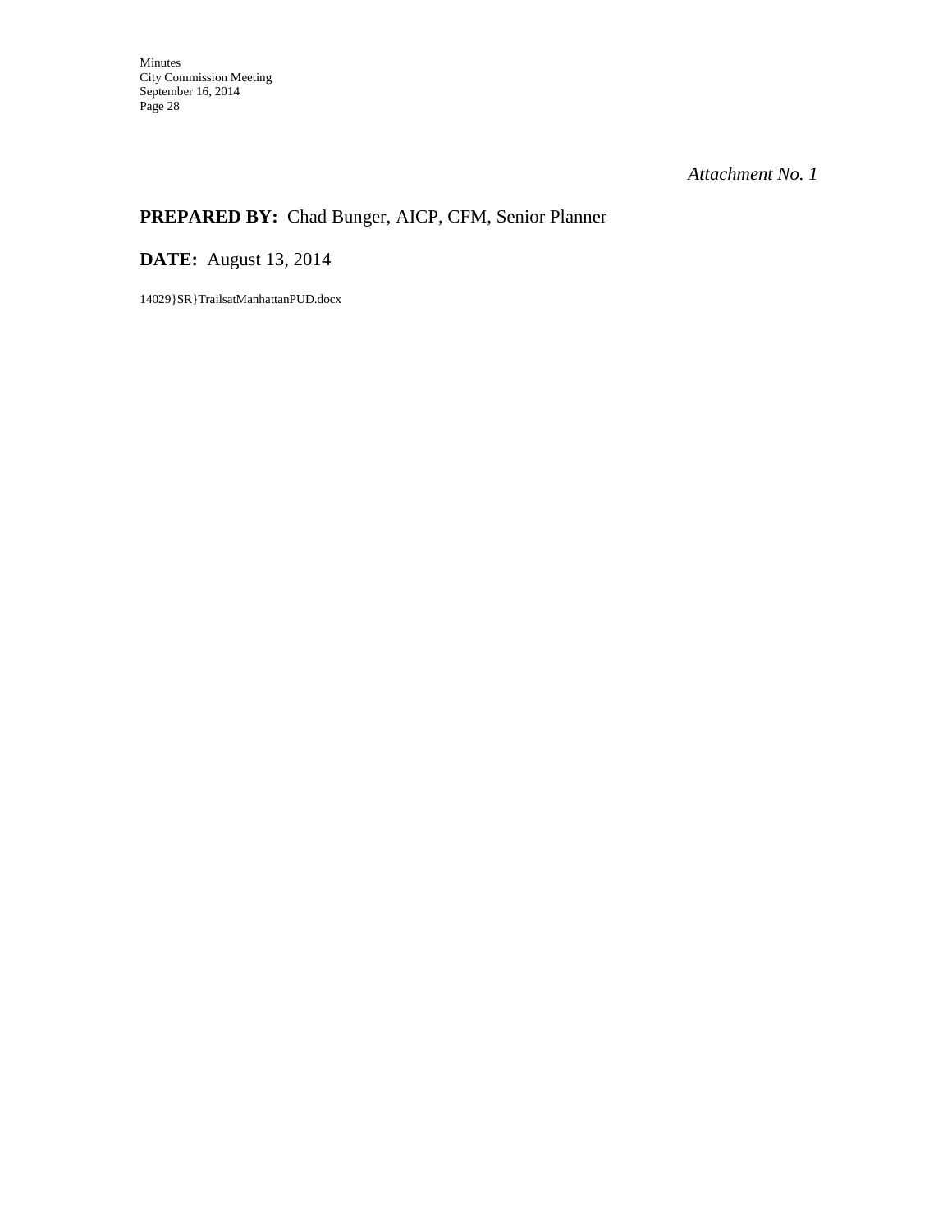*Attachment No. 1*

**PREPARED BY:** Chad Bunger, AICP, CFM, Senior Planner

**DATE:** August 13, 2014

14029}SR}TrailsatManhattanPUD.docx